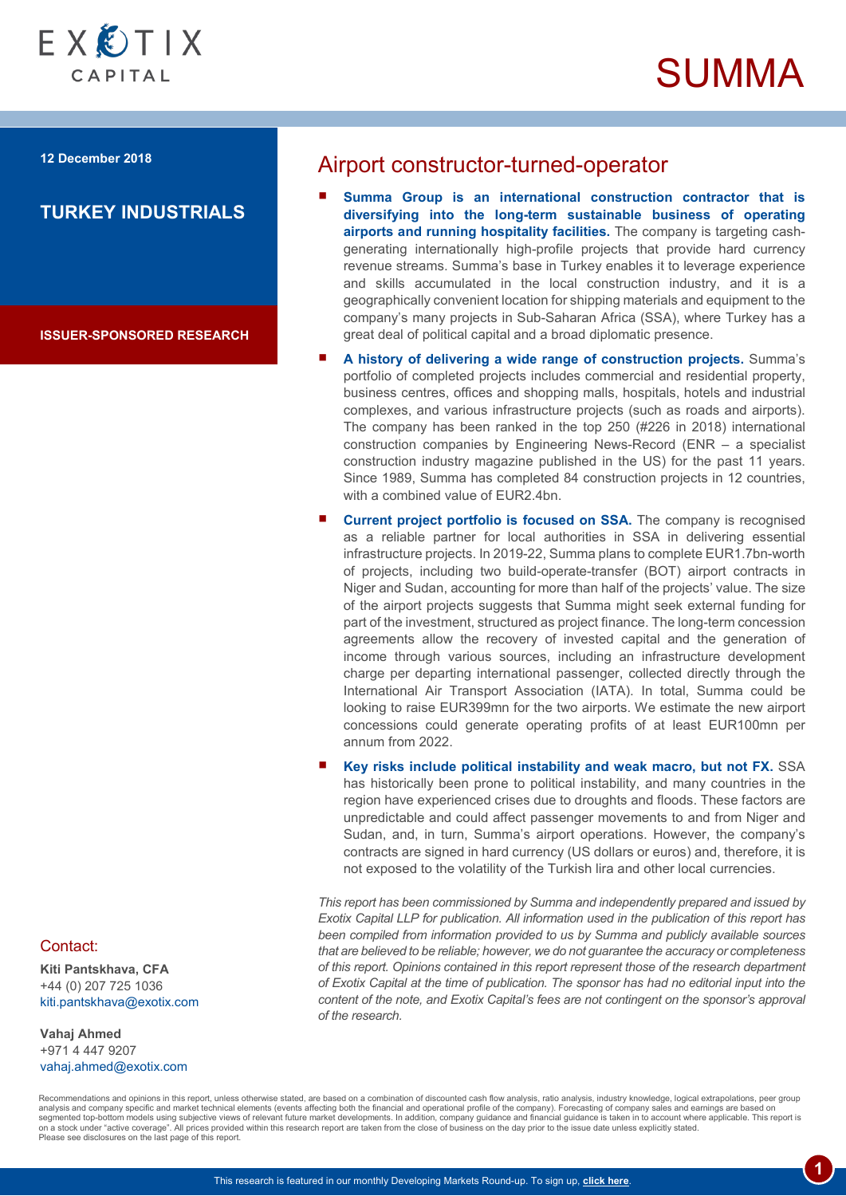EXOTIX CAPITAL

# SUMMA

**12 December 2018**

## TURKEY INDUSTRIALS

**ISSUER-SPONSORED RESEARCH**

## Airport constructor-turned-operator

- **Summa Group is an international construction contractor that is diversifying into the long-term sustainable business of operating airports and running hospitality facilities.** The company is targeting cash-generating internationally high-profile projects that provide hard currency revenue streams. Summa's base in Turkey enables it to leverage experience and skills accumulated in the local construction industry, and it is a geographically convenient location for shipping materials and equipment to the company's many projects in Sub-Saharan Africa (SSA), where Turkey has a great deal of political capital and a broad diplomatic presence.
- **A history of delivering a wide range of construction projects.** Summa's portfolio of completed projects includes commercial and residential property, business centres, offices and shopping malls, hospitals, hotels and industrial complexes, and various infrastructure projects (such as roads and airports). The company has been ranked in the top 250 (#226 in 2018) international construction companies by Engineering News-Record (ENR – a specialist construction industry magazine published in the US) for the past 11 years. Since 1989, Summa has completed 84 construction projects in 12 countries, with a combined value of EUR2.4bn.
- **Current project portfolio is focused on SSA.** The company is recognised as a reliable partner for local authorities in SSA in delivering essential infrastructure projects. In 2019-22, Summa plans to complete EUR1.7bn-worth of projects, including two build-operate-transfer (BOT) airport contracts in Niger and Sudan, accounting for more than half of the projects' value. The size of the airport projects suggests that Summa might seek external funding for part of the investment, structured as project finance. The long-term concession agreements allow the recovery of invested capital and the generation of income through various sources, including an infrastructure development charge per departing international passenger, collected directly through the International Air Transport Association (IATA). In total, Summa could be looking to raise EUR399mn for the two airports. We estimate the new airport concessions could generate operating profits of at least EUR100mn per annum from 2022.
- **Key risks include political instability and weak macro, but not FX.** SSA has historically been prone to political instability, and many countries in the region have experienced crises due to droughts and floods. These factors are unpredictable and could affect passenger movements to and from Niger and Sudan, and, in turn, Summa's airport operations. However, the company's contracts are signed in hard currency (US dollars or euros) and, therefore, it is not exposed to the volatility of the Turkish lira and other local currencies.

*This report has been commissioned by Summa and independently prepared and issued by Exotix Capital LLP for publication. All information used in the publication of this report has been compiled from information provided to us by Summa and publicly available sources that are believed to be reliable; however, we do not guarantee the accuracy or completeness of this report. Opinions contained in this report represent those of the research department of Exotix Capital at the time of publication. The sponsor has had no editorial input into the content of the note, and Exotix Capital's fees are not contingent on the sponsor's approval of the research.*

### Contact:

**Kiti Pantskhava, CFA**
+44 (0) 207 725 1036
kiti.pantskhava@exotix.com

**Vahaj Ahmed**
+971 4 447 9207
vahaj.ahmed@exotix.com

Recommendations and opinions in this report, unless otherwise stated, are based on a combination of discounted cash flow analysis, ratio analysis, industry knowledge, logical extrapolations, peer group analysis and company specific and market technical elements (events affecting both the financial and operational profile of the company). Forecasting of company sales and earnings are based on segmented top-bottom models using subjective views of relevant future market developments. In addition, company guidance and financial guidance is taken in to account where applicable. This report is on a stock under "active coverage". All prices provided within this research report are taken from the close of business on the day prior to the issue date unless explicitly stated.
Please see disclosures on the last page of this report.

This research is featured in our monthly Developing Markets Round-up. To sign up, **click here**.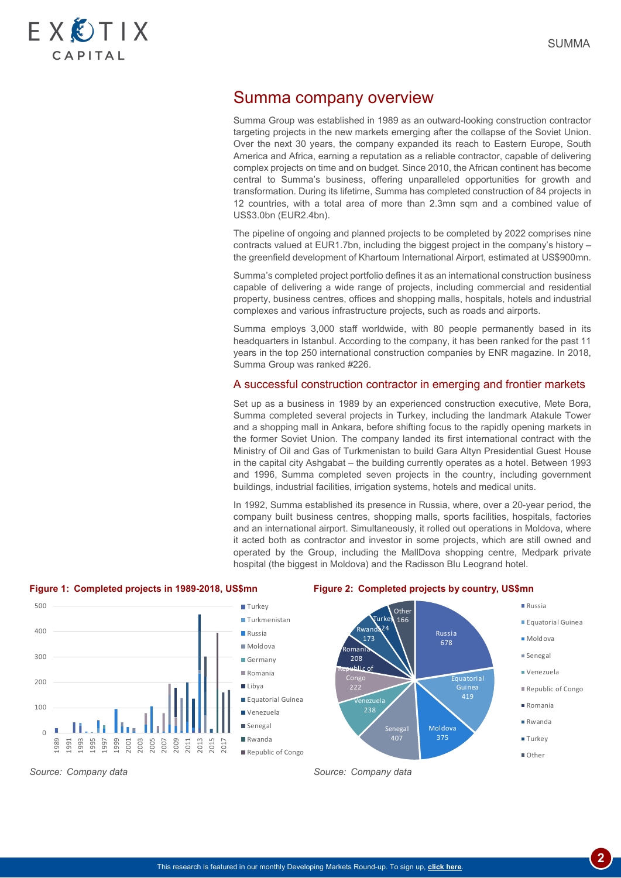# Summa company overview

Summa Group was established in 1989 as an outward-looking construction contractor targeting projects in the new markets emerging after the collapse of the Soviet Union. Over the next 30 years, the company expanded its reach to Eastern Europe, South America and Africa, earning a reputation as a reliable contractor, capable of delivering complex projects on time and on budget. Since 2010, the African continent has become central to Summa's business, offering unparalleled opportunities for growth and transformation. During its lifetime, Summa has completed construction of 84 projects in 12 countries, with a total area of more than 2.3mn sqm and a combined value of US$3.0bn (EUR2.4bn).

The pipeline of ongoing and planned projects to be completed by 2022 comprises nine contracts valued at EUR1.7bn, including the biggest project in the company's history – the greenfield development of Khartoum International Airport, estimated at US$900mn.

Summa's completed project portfolio defines it as an international construction business capable of delivering a wide range of projects, including commercial and residential property, business centres, offices and shopping malls, hospitals, hotels and industrial complexes and various infrastructure projects, such as roads and airports.

Summa employs 3,000 staff worldwide, with 80 people permanently based in its headquarters in Istanbul. According to the company, it has been ranked for the past 11 years in the top 250 international construction companies by ENR magazine. In 2018, Summa Group was ranked #226.

## A successful construction contractor in emerging and frontier markets

Set up as a business in 1989 by an experienced construction executive, Mete Bora, Summa completed several projects in Turkey, including the landmark Atakule Tower and a shopping mall in Ankara, before shifting focus to the rapidly opening markets in the former Soviet Union. The company landed its first international contract with the Ministry of Oil and Gas of Turkmenistan to build Gara Altyn Presidential Guest House in the capital city Ashgabat – the building currently operates as a hotel. Between 1993 and 1996, Summa completed seven projects in the country, including government buildings, industrial facilities, irrigation systems, hotels and medical units.

In 1992, Summa established its presence in Russia, where, over a 20-year period, the company built business centres, shopping malls, sports facilities, hospitals, factories and an international airport. Simultaneously, it rolled out operations in Moldova, where it acted both as contractor and investor in some projects, which are still owned and operated by the Group, including the MallDova shopping centre, Medpark private hospital (the biggest in Moldova) and the Radisson Blu Leogrand hotel.

**Figure 1: Completed projects in 1989-2018, US$mn**

*Source: Company data*

**Figure 2: Completed projects by country, US$mn**

| Country | US$mn |
|---|---|
| Russia | 678 |
| Equatorial Guinea | 419 |
| Moldova | 375 |
| Senegal | 407 |
| Venezuela | 238 |
| Republic of Congo | 222 |
| Romania | 208 |
| Rwanda | 173 |
| Turkey | 124 |
| Other | 166 |

*Source: Company data*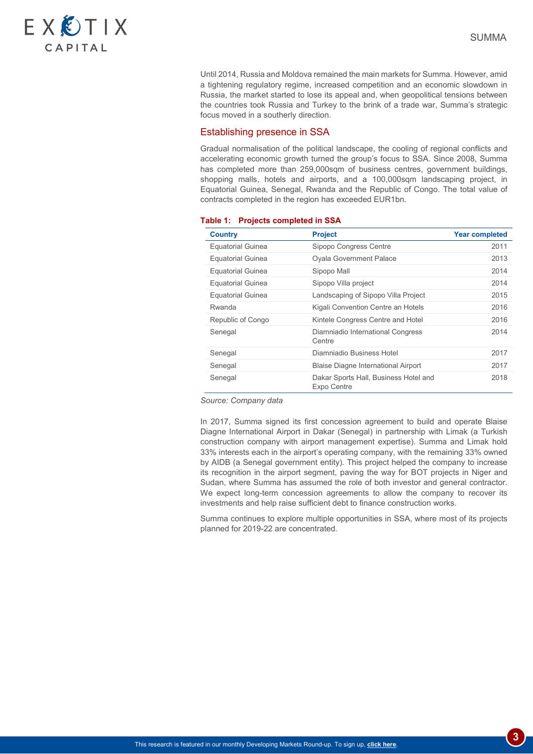Until 2014, Russia and Moldova remained the main markets for Summa. However, amid a tightening regulatory regime, increased competition and an economic slowdown in Russia, the market started to lose its appeal and, when geopolitical tensions between the countries took Russia and Turkey to the brink of a trade war, Summa's strategic focus moved in a southerly direction.

## Establishing presence in SSA

Gradual normalisation of the political landscape, the cooling of regional conflicts and accelerating economic growth turned the group's focus to SSA. Since 2008, Summa has completed more than 259,000sqm of business centres, government buildings, shopping malls, hotels and airports, and a 100,000sqm landscaping project, in Equatorial Guinea, Senegal, Rwanda and the Republic of Congo. The total value of contracts completed in the region has exceeded EUR1bn.

**Table 1: Projects completed in SSA**

| Country | Project | Year completed |
|---|---|---|
| Equatorial Guinea | Sipopo Congress Centre | 2011 |
| Equatorial Guinea | Oyala Government Palace | 2013 |
| Equatorial Guinea | Sipopo Mall | 2014 |
| Equatorial Guinea | Sipopo Villa project | 2014 |
| Equatorial Guinea | Landscaping of Sipopo Villa Project | 2015 |
| Rwanda | Kigali Convention Centre an Hotels | 2016 |
| Republic of Congo | Kintele Congress Centre and Hotel | 2016 |
| Senegal | Diamniadio International Congress Centre | 2014 |
| Senegal | Diamniadio Business Hotel | 2017 |
| Senegal | Blaise Diagne International Airport | 2017 |
| Senegal | Dakar Sports Hall, Business Hotel and Expo Centre | 2018 |

*Source: Company data*

In 2017, Summa signed its first concession agreement to build and operate Blaise Diagne International Airport in Dakar (Senegal) in partnership with Limak (a Turkish construction company with airport management expertise). Summa and Limak hold 33% interests each in the airport's operating company, with the remaining 33% owned by AIDB (a Senegal government entity). This project helped the company to increase its recognition in the airport segment, paving the way for BOT projects in Niger and Sudan, where Summa has assumed the role of both investor and general contractor. We expect long-term concession agreements to allow the company to recover its investments and help raise sufficient debt to finance construction works.

Summa continues to explore multiple opportunities in SSA, where most of its projects planned for 2019-22 are concentrated.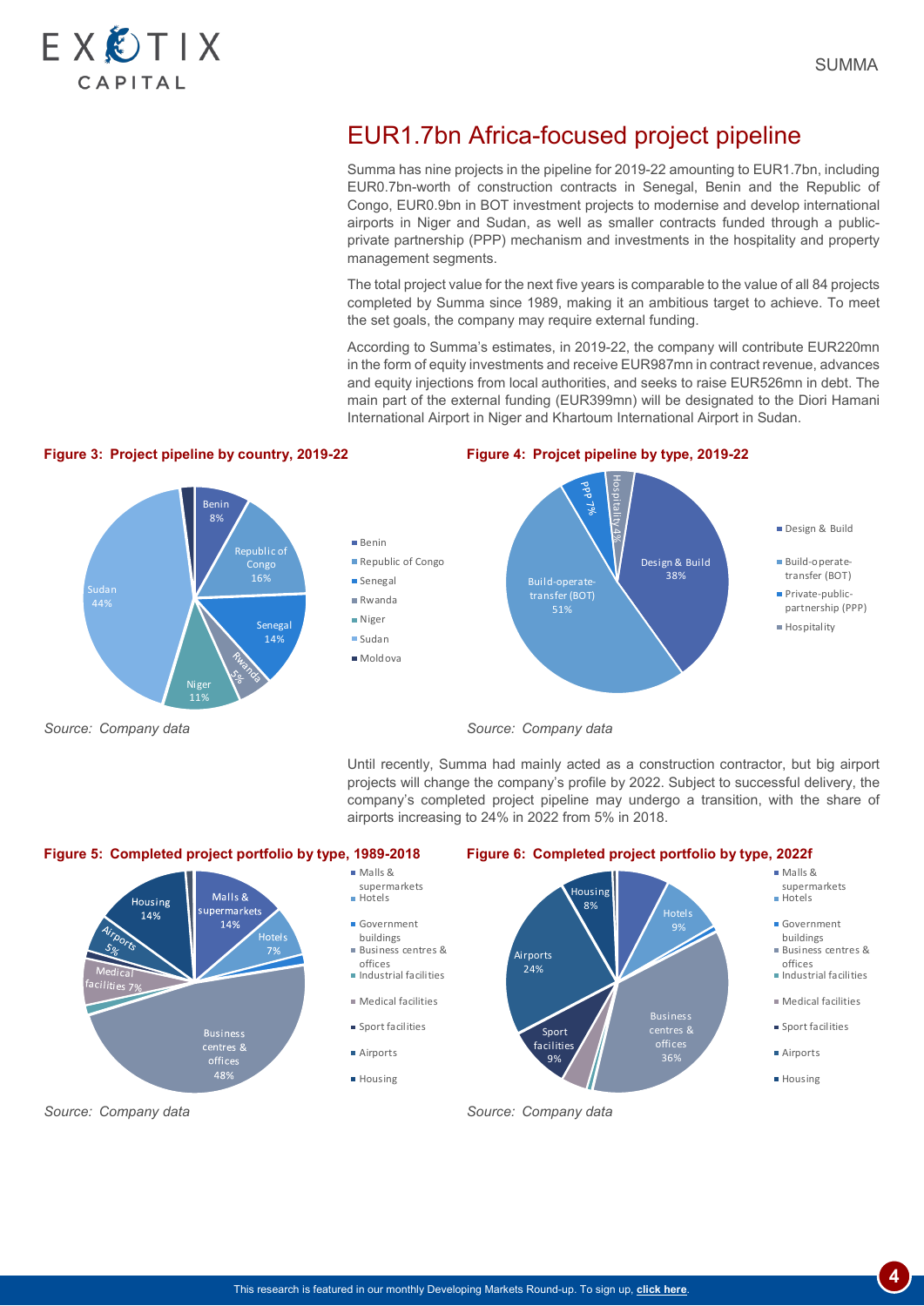## EUR1.7bn Africa-focused project pipeline

Summa has nine projects in the pipeline for 2019-22 amounting to EUR1.7bn, including EUR0.7bn-worth of construction contracts in Senegal, Benin and the Republic of Congo, EUR0.9bn in BOT investment projects to modernise and develop international airports in Niger and Sudan, as well as smaller contracts funded through a public-private partnership (PPP) mechanism and investments in the hospitality and property management segments.

The total project value for the next five years is comparable to the value of all 84 projects completed by Summa since 1989, making it an ambitious target to achieve. To meet the set goals, the company may require external funding.

According to Summa's estimates, in 2019-22, the company will contribute EUR220mn in the form of equity investments and receive EUR987mn in contract revenue, advances and equity injections from local authorities, and seeks to raise EUR526mn in debt. The main part of the external funding (EUR399mn) will be designated to the Diori Hamani International Airport in Niger and Khartoum International Airport in Sudan.

**Figure 3: Project pipeline by country, 2019-22**

| Country | Share |
|---|---|
| Benin | 8% |
| Republic of Congo | 16% |
| Senegal | 14% |
| Rwanda | 5% |
| Niger | 11% |
| Sudan | 44% |
| Moldova | |

*Source: Company data*

**Figure 4: Projcet pipeline by type, 2019-22**

| Type | Share |
|---|---|
| Design & Build | 38% |
| Build-operate-transfer (BOT) | 51% |
| Private-public-partnership (PPP) | 7% |
| Hospitality | 4% |

*Source: Company data*

Until recently, Summa had mainly acted as a construction contractor, but big airport projects will change the company's profile by 2022. Subject to successful delivery, the company's completed project pipeline may undergo a transition, with the share of airports increasing to 24% in 2022 from 5% in 2018.

**Figure 5: Completed project portfolio by type, 1989-2018**

| Type | Share |
|---|---|
| Malls & supermarkets | 14% |
| Hotels | 7% |
| Government buildings | |
| Business centres & offices | 48% |
| Industrial facilities | |
| Medical facilities | 7% |
| Sport facilities | |
| Airports | 5% |
| Housing | 14% |

*Source: Company data*

**Figure 6: Completed project portfolio by type, 2022f**

| Type | Share |
|---|---|
| Malls & supermarkets | |
| Hotels | 9% |
| Government buildings | |
| Business centres & offices | 36% |
| Industrial facilities | |
| Medical facilities | |
| Sport facilities | 9% |
| Airports | 24% |
| Housing | 8% |

*Source: Company data*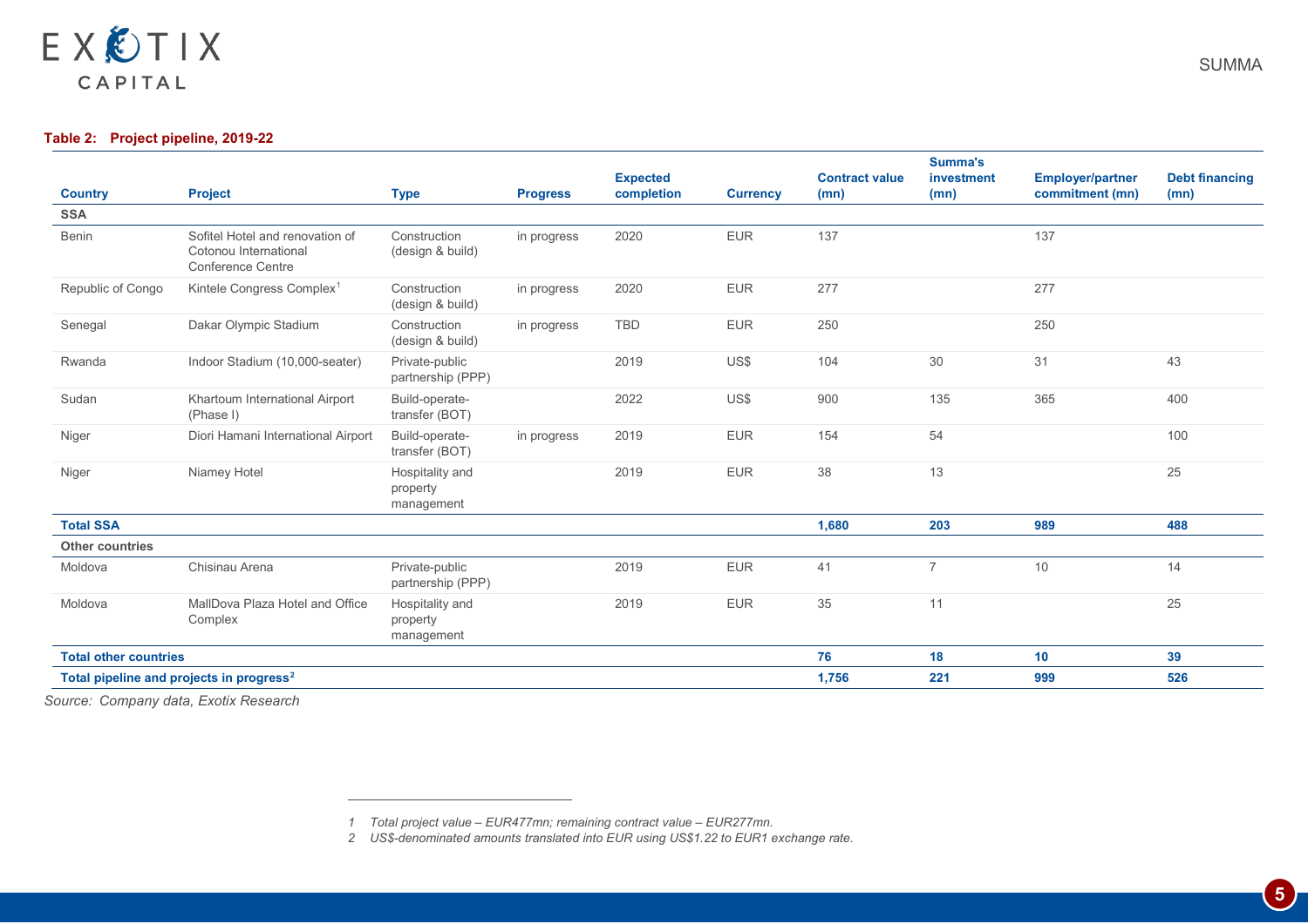**Table 2: Project pipeline, 2019-22**

| Country | Project | Type | Progress | Expected completion | Currency | Contract value (mn) | Summa's investment (mn) | Employer/partner commitment (mn) | Debt financing (mn) |
|---|---|---|---|---|---|---|---|---|---|
| **SSA** | | | | | | | | | |
| Benin | Sofitel Hotel and renovation of Cotonou International Conference Centre | Construction (design & build) | in progress | 2020 | EUR | 137 | | 137 | |
| Republic of Congo | Kintele Congress Complex[1] | Construction (design & build) | in progress | 2020 | EUR | 277 | | 277 | |
| Senegal | Dakar Olympic Stadium | Construction (design & build) | in progress | TBD | EUR | 250 | | 250 | |
| Rwanda | Indoor Stadium (10,000-seater) | Private-public partnership (PPP) | | 2019 | US$ | 104 | 30 | 31 | 43 |
| Sudan | Khartoum International Airport (Phase I) | Build-operate-transfer (BOT) | | 2022 | US$ | 900 | 135 | 365 | 400 |
| Niger | Diori Hamani International Airport | Build-operate-transfer (BOT) | in progress | 2019 | EUR | 154 | 54 | | 100 |
| Niger | Niamey Hotel | Hospitality and property management | | 2019 | EUR | 38 | 13 | | 25 |
| **Total SSA** | | | | | | **1,680** | **203** | **989** | **488** |
| **Other countries** | | | | | | | | | |
| Moldova | Chisinau Arena | Private-public partnership (PPP) | | 2019 | EUR | 41 | 7 | 10 | 14 |
| Moldova | MallDova Plaza Hotel and Office Complex | Hospitality and property management | | 2019 | EUR | 35 | 11 | | 25 |
| **Total other countries** | | | | | | **76** | **18** | **10** | **39** |
| **Total pipeline and projects in progress[2]** | | | | | | **1,756** | **221** | **999** | **526** |

*Source: Company data, Exotix Research*

1 *Total project value – EUR477mn; remaining contract value – EUR277mn.*

2 *US$-denominated amounts translated into EUR using US$1.22 to EUR1 exchange rate.*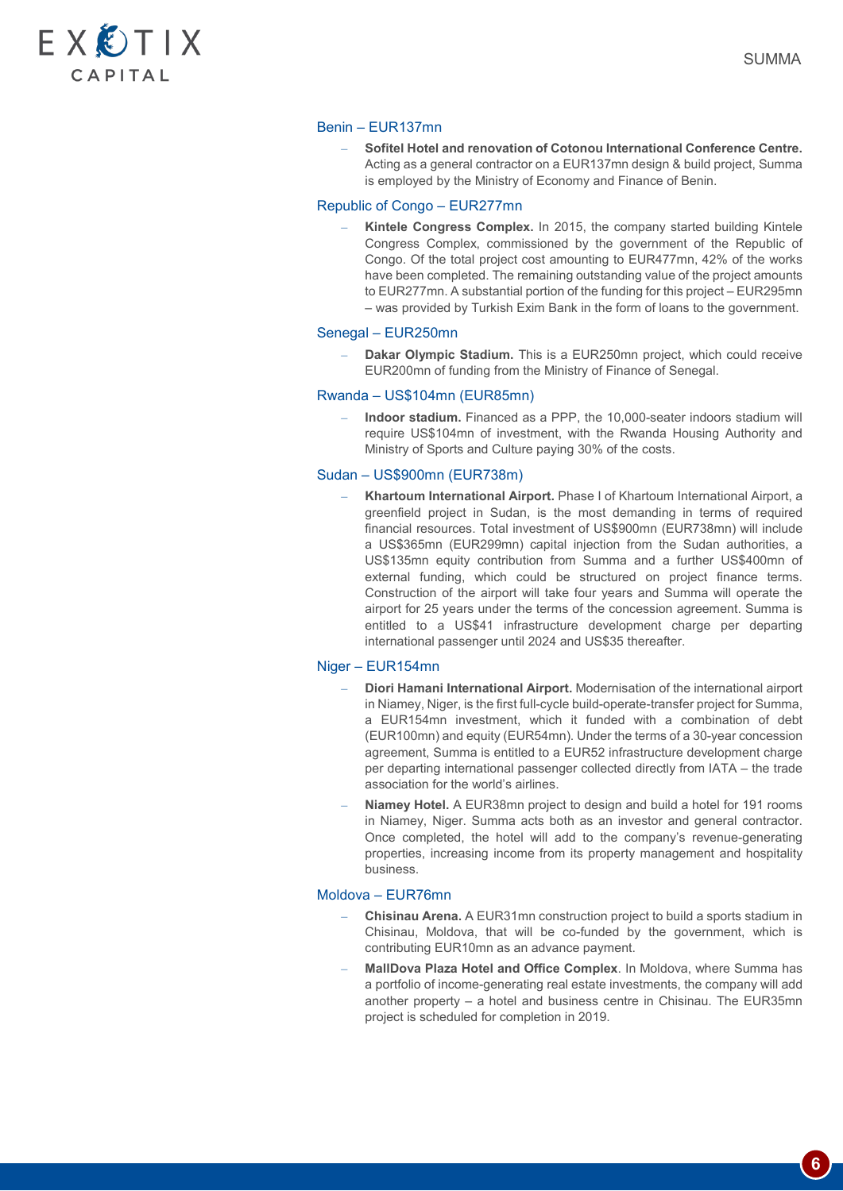### Benin – EUR137mn

- **Sofitel Hotel and renovation of Cotonou International Conference Centre.** Acting as a general contractor on a EUR137mn design & build project, Summa is employed by the Ministry of Economy and Finance of Benin.

### Republic of Congo – EUR277mn

- **Kintele Congress Complex.** In 2015, the company started building Kintele Congress Complex, commissioned by the government of the Republic of Congo. Of the total project cost amounting to EUR477mn, 42% of the works have been completed. The remaining outstanding value of the project amounts to EUR277mn. A substantial portion of the funding for this project – EUR295mn – was provided by Turkish Exim Bank in the form of loans to the government.

### Senegal – EUR250mn

- **Dakar Olympic Stadium.** This is a EUR250mn project, which could receive EUR200mn of funding from the Ministry of Finance of Senegal.

### Rwanda – US$104mn (EUR85mn)

- **Indoor stadium.** Financed as a PPP, the 10,000-seater indoors stadium will require US$104mn of investment, with the Rwanda Housing Authority and Ministry of Sports and Culture paying 30% of the costs.

### Sudan – US$900mn (EUR738m)

- **Khartoum International Airport.** Phase I of Khartoum International Airport, a greenfield project in Sudan, is the most demanding in terms of required financial resources. Total investment of US$900mn (EUR738mn) will include a US$365mn (EUR299mn) capital injection from the Sudan authorities, a US$135mn equity contribution from Summa and a further US$400mn of external funding, which could be structured on project finance terms. Construction of the airport will take four years and Summa will operate the airport for 25 years under the terms of the concession agreement. Summa is entitled to a US$41 infrastructure development charge per departing international passenger until 2024 and US$35 thereafter.

### Niger – EUR154mn

- **Diori Hamani International Airport.** Modernisation of the international airport in Niamey, Niger, is the first full-cycle build-operate-transfer project for Summa, a EUR154mn investment, which it funded with a combination of debt (EUR100mn) and equity (EUR54mn). Under the terms of a 30-year concession agreement, Summa is entitled to a EUR52 infrastructure development charge per departing international passenger collected directly from IATA – the trade association for the world's airlines.
- **Niamey Hotel.** A EUR38mn project to design and build a hotel for 191 rooms in Niamey, Niger. Summa acts both as an investor and general contractor. Once completed, the hotel will add to the company's revenue-generating properties, increasing income from its property management and hospitality business.

### Moldova – EUR76mn

- **Chisinau Arena.** A EUR31mn construction project to build a sports stadium in Chisinau, Moldova, that will be co-funded by the government, which is contributing EUR10mn as an advance payment.
- **MallDova Plaza Hotel and Office Complex**. In Moldova, where Summa has a portfolio of income-generating real estate investments, the company will add another property – a hotel and business centre in Chisinau. The EUR35mn project is scheduled for completion in 2019.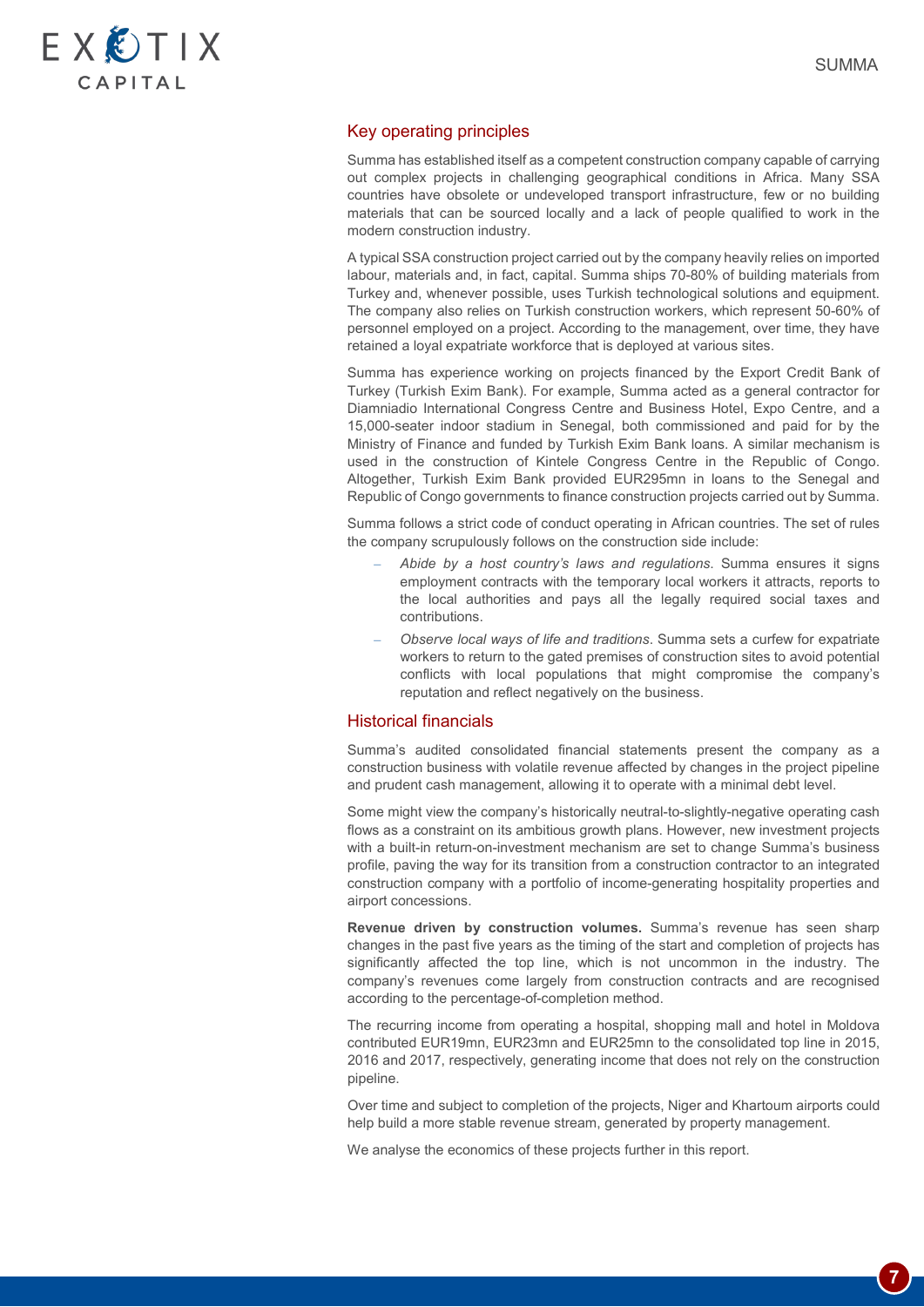## Key operating principles

Summa has established itself as a competent construction company capable of carrying out complex projects in challenging geographical conditions in Africa. Many SSA countries have obsolete or undeveloped transport infrastructure, few or no building materials that can be sourced locally and a lack of people qualified to work in the modern construction industry.

A typical SSA construction project carried out by the company heavily relies on imported labour, materials and, in fact, capital. Summa ships 70-80% of building materials from Turkey and, whenever possible, uses Turkish technological solutions and equipment. The company also relies on Turkish construction workers, which represent 50-60% of personnel employed on a project. According to the management, over time, they have retained a loyal expatriate workforce that is deployed at various sites.

Summa has experience working on projects financed by the Export Credit Bank of Turkey (Turkish Exim Bank). For example, Summa acted as a general contractor for Diamniadio International Congress Centre and Business Hotel, Expo Centre, and a 15,000-seater indoor stadium in Senegal, both commissioned and paid for by the Ministry of Finance and funded by Turkish Exim Bank loans. A similar mechanism is used in the construction of Kintele Congress Centre in the Republic of Congo. Altogether, Turkish Exim Bank provided EUR295mn in loans to the Senegal and Republic of Congo governments to finance construction projects carried out by Summa.

Summa follows a strict code of conduct operating in African countries. The set of rules the company scrupulously follows on the construction side include:

- *Abide by a host country's laws and regulations.* Summa ensures it signs employment contracts with the temporary local workers it attracts, reports to the local authorities and pays all the legally required social taxes and contributions.
- *Observe local ways of life and traditions.* Summa sets a curfew for expatriate workers to return to the gated premises of construction sites to avoid potential conflicts with local populations that might compromise the company's reputation and reflect negatively on the business.

## Historical financials

Summa's audited consolidated financial statements present the company as a construction business with volatile revenue affected by changes in the project pipeline and prudent cash management, allowing it to operate with a minimal debt level.

Some might view the company's historically neutral-to-slightly-negative operating cash flows as a constraint on its ambitious growth plans. However, new investment projects with a built-in return-on-investment mechanism are set to change Summa's business profile, paving the way for its transition from a construction contractor to an integrated construction company with a portfolio of income-generating hospitality properties and airport concessions.

**Revenue driven by construction volumes.** Summa's revenue has seen sharp changes in the past five years as the timing of the start and completion of projects has significantly affected the top line, which is not uncommon in the industry. The company's revenues come largely from construction contracts and are recognised according to the percentage-of-completion method.

The recurring income from operating a hospital, shopping mall and hotel in Moldova contributed EUR19mn, EUR23mn and EUR25mn to the consolidated top line in 2015, 2016 and 2017, respectively, generating income that does not rely on the construction pipeline.

Over time and subject to completion of the projects, Niger and Khartoum airports could help build a more stable revenue stream, generated by property management.

We analyse the economics of these projects further in this report.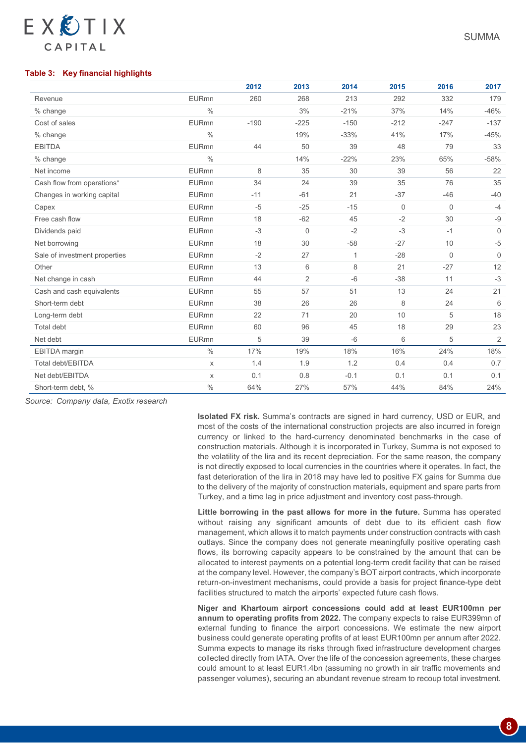**Table 3: Key financial highlights**

| | | 2012 | 2013 | 2014 | 2015 | 2016 | 2017 |
|---|---|---|---|---|---|---|---|
| Revenue | EURmn | 260 | 268 | 213 | 292 | 332 | 179 |
| % change | % | | 3% | -21% | 37% | 14% | -46% |
| Cost of sales | EURmn | -190 | -225 | -150 | -212 | -247 | -137 |
| % change | % | | 19% | -33% | 41% | 17% | -45% |
| EBITDA | EURmn | 44 | 50 | 39 | 48 | 79 | 33 |
| % change | % | | 14% | -22% | 23% | 65% | -58% |
| Net income | EURmn | 8 | 35 | 30 | 39 | 56 | 22 |
| Cash flow from operations* | EURmn | 34 | 24 | 39 | 35 | 76 | 35 |
| Changes in working capital | EURmn | -11 | -61 | 21 | -37 | -46 | -40 |
| Capex | EURmn | -5 | -25 | -15 | 0 | 0 | -4 |
| Free cash flow | EURmn | 18 | -62 | 45 | -2 | 30 | -9 |
| Dividends paid | EURmn | -3 | 0 | -2 | -3 | -1 | 0 |
| Net borrowing | EURmn | 18 | 30 | -58 | -27 | 10 | -5 |
| Sale of investment properties | EURmn | -2 | 27 | 1 | -28 | 0 | 0 |
| Other | EURmn | 13 | 6 | 8 | 21 | -27 | 12 |
| Net change in cash | EURmn | 44 | 2 | -6 | -38 | 11 | -3 |
| Cash and cash equivalents | EURmn | 55 | 57 | 51 | 13 | 24 | 21 |
| Short-term debt | EURmn | 38 | 26 | 26 | 8 | 24 | 6 |
| Long-term debt | EURmn | 22 | 71 | 20 | 10 | 5 | 18 |
| Total debt | EURmn | 60 | 96 | 45 | 18 | 29 | 23 |
| Net debt | EURmn | 5 | 39 | -6 | 6 | 5 | 2 |
| EBITDA margin | % | 17% | 19% | 18% | 16% | 24% | 18% |
| Total debt/EBITDA | x | 1.4 | 1.9 | 1.2 | 0.4 | 0.4 | 0.7 |
| Net debt/EBITDA | x | 0.1 | 0.8 | -0.1 | 0.1 | 0.1 | 0.1 |
| Short-term debt, % | % | 64% | 27% | 57% | 44% | 84% | 24% |

*Source: Company data, Exotix research*

**Isolated FX risk.** Summa's contracts are signed in hard currency, USD or EUR, and most of the costs of the international construction projects are also incurred in foreign currency or linked to the hard-currency denominated benchmarks in the case of construction materials. Although it is incorporated in Turkey, Summa is not exposed to the volatility of the lira and its recent depreciation. For the same reason, the company is not directly exposed to local currencies in the countries where it operates. In fact, the fast deterioration of the lira in 2018 may have led to positive FX gains for Summa due to the delivery of the majority of construction materials, equipment and spare parts from Turkey, and a time lag in price adjustment and inventory cost pass-through.

**Little borrowing in the past allows for more in the future.** Summa has operated without raising any significant amounts of debt due to its efficient cash flow management, which allows it to match payments under construction contracts with cash outlays. Since the company does not generate meaningfully positive operating cash flows, its borrowing capacity appears to be constrained by the amount that can be allocated to interest payments on a potential long-term credit facility that can be raised at the company level. However, the company's BOT airport contracts, which incorporate return-on-investment mechanisms, could provide a basis for project finance-type debt facilities structured to match the airports' expected future cash flows.

**Niger and Khartoum airport concessions could add at least EUR100mn per annum to operating profits from 2022.** The company expects to raise EUR399mn of external funding to finance the airport concessions. We estimate the new airport business could generate operating profits of at least EUR100mn per annum after 2022. Summa expects to manage its risks through fixed infrastructure development charges collected directly from IATA. Over the life of the concession agreements, these charges could amount to at least EUR1.4bn (assuming no growth in air traffic movements and passenger volumes), securing an abundant revenue stream to recoup total investment.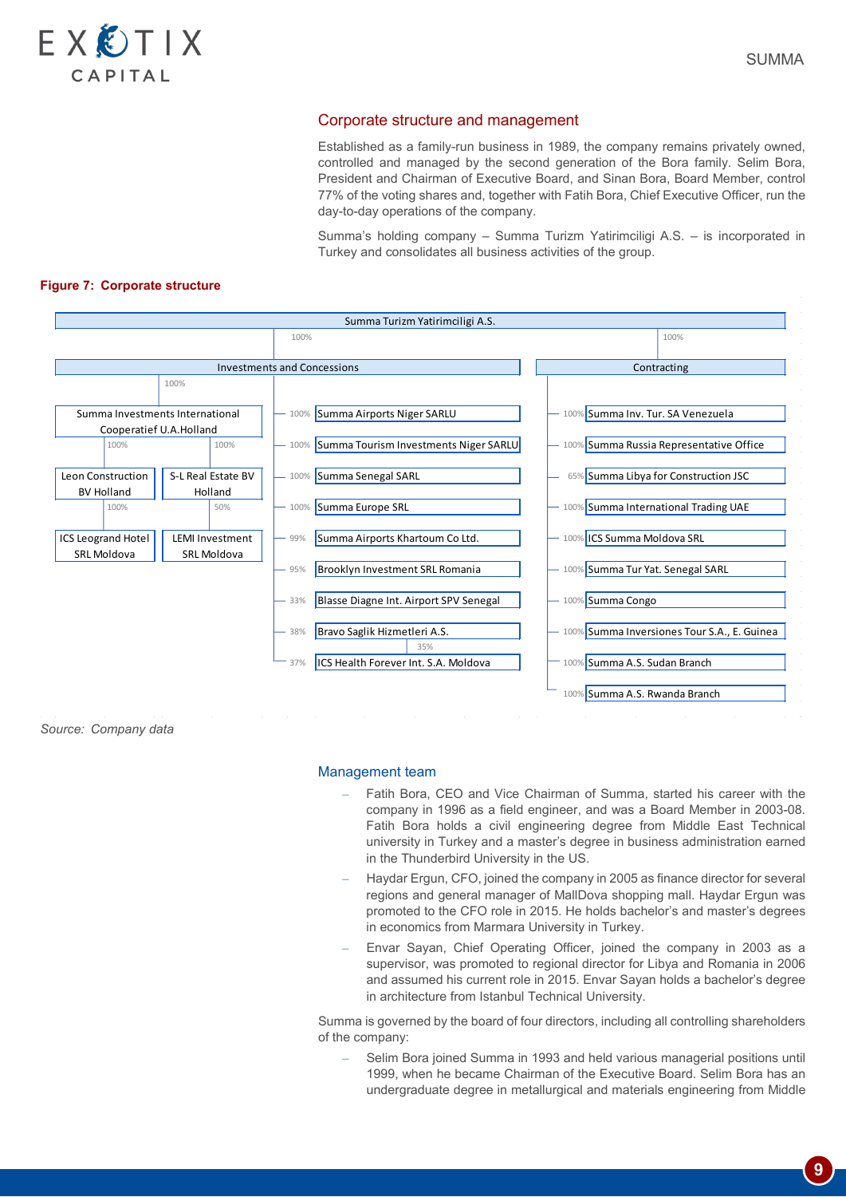## Corporate structure and management

Established as a family-run business in 1989, the company remains privately owned, controlled and managed by the second generation of the Bora family. Selim Bora, President and Chairman of Executive Board, and Sinan Bora, Board Member, control 77% of the voting shares and, together with Fatih Bora, Chief Executive Officer, run the day-to-day operations of the company.

Summa's holding company – Summa Turizm Yatirimciligi A.S. – is incorporated in Turkey and consolidates all business activities of the group.

**Figure 7: Corporate structure**

Summa Turizm Yatirimciligi A.S.

- 100% Investments and Concessions
  - 100% Summa Investments International Cooperatief U.A.Holland
    - 100% Leon Construction BV Holland
      - 100% ICS Leogrand Hotel SRL Moldova
    - 100% S-L Real Estate BV Holland
      - 50% LEMI Investment SRL Moldova
  - 100% Summa Airports Niger SARLU
  - 100% Summa Tourism Investments Niger SARLU
  - 100% Summa Senegal SARL
  - 100% Summa Europe SRL
  - 99% Summa Airports Khartoum Co Ltd.
  - 95% Brooklyn Investment SRL Romania
  - 33% Blasse Diagne Int. Airport SPV Senegal
  - 38% Bravo Saglik Hizmetleri A.S.
    - 35% ICS Health Forever Int. S.A. Moldova
  - 37% ICS Health Forever Int. S.A. Moldova
- 100% Contracting
  - 100% Summa Inv. Tur. SA Venezuela
  - 100% Summa Russia Representative Office
  - 65% Summa Libya for Construction JSC
  - 100% Summa International Trading UAE
  - 100% ICS Summa Moldova SRL
  - 100% Summa Tur Yat. Senegal SARL
  - 100% Summa Congo
  - 100% Summa Inversiones Tour S.A., E. Guinea
  - 100% Summa A.S. Sudan Branch
  - 100% Summa A.S. Rwanda Branch

*Source: Company data*

## Management team

- Fatih Bora, CEO and Vice Chairman of Summa, started his career with the company in 1996 as a field engineer, and was a Board Member in 2003-08. Fatih Bora holds a civil engineering degree from Middle East Technical university in Turkey and a master's degree in business administration earned in the Thunderbird University in the US.
- Haydar Ergun, CFO, joined the company in 2005 as finance director for several regions and general manager of MallDova shopping mall. Haydar Ergun was promoted to the CFO role in 2015. He holds bachelor's and master's degrees in economics from Marmara University in Turkey.
- Envar Sayan, Chief Operating Officer, joined the company in 2003 as a supervisor, was promoted to regional director for Libya and Romania in 2006 and assumed his current role in 2015. Envar Sayan holds a bachelor's degree in architecture from Istanbul Technical University.

Summa is governed by the board of four directors, including all controlling shareholders of the company:

- Selim Bora joined Summa in 1993 and held various managerial positions until 1999, when he became Chairman of the Executive Board. Selim Bora has an undergraduate degree in metallurgical and materials engineering from Middle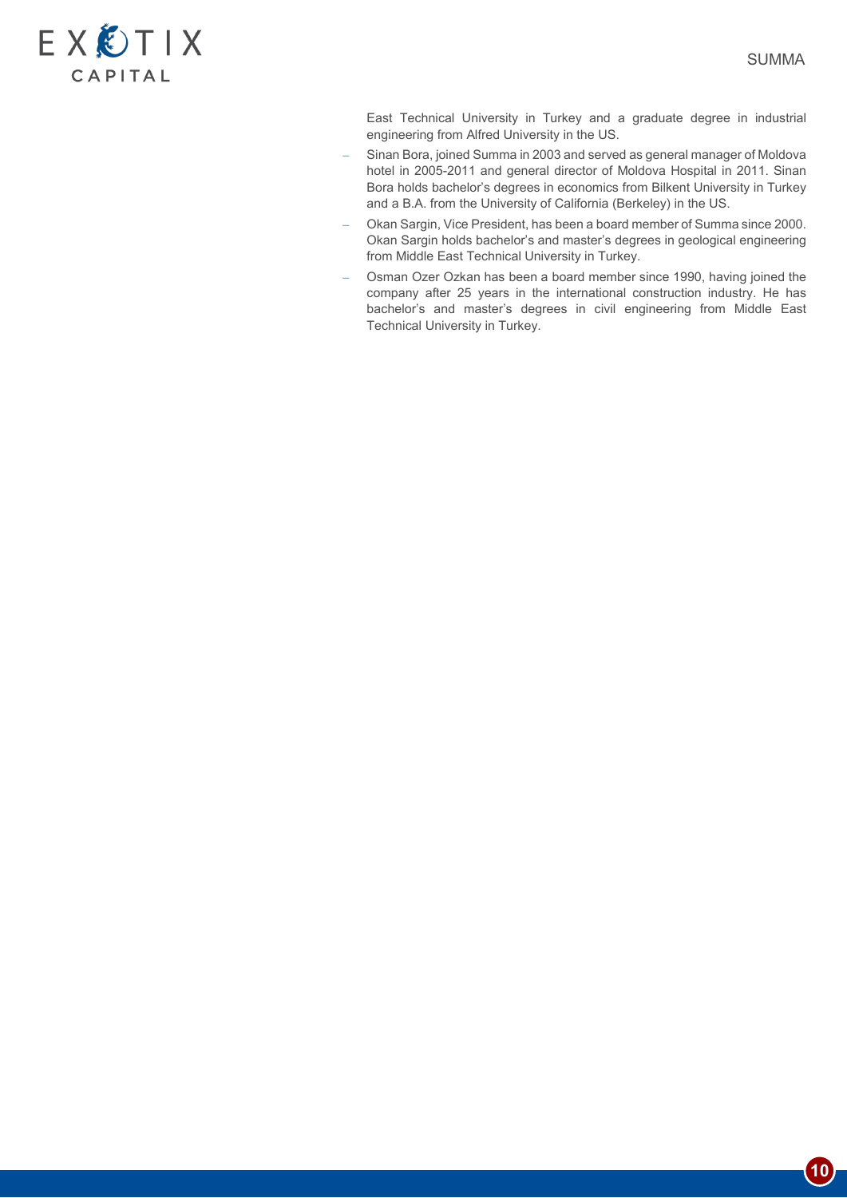East Technical University in Turkey and a graduate degree in industrial engineering from Alfred University in the US.

- Sinan Bora, joined Summa in 2003 and served as general manager of Moldova hotel in 2005-2011 and general director of Moldova Hospital in 2011. Sinan Bora holds bachelor's degrees in economics from Bilkent University in Turkey and a B.A. from the University of California (Berkeley) in the US.
- Okan Sargin, Vice President, has been a board member of Summa since 2000. Okan Sargin holds bachelor's and master's degrees in geological engineering from Middle East Technical University in Turkey.
- Osman Ozer Ozkan has been a board member since 1990, having joined the company after 25 years in the international construction industry. He has bachelor's and master's degrees in civil engineering from Middle East Technical University in Turkey.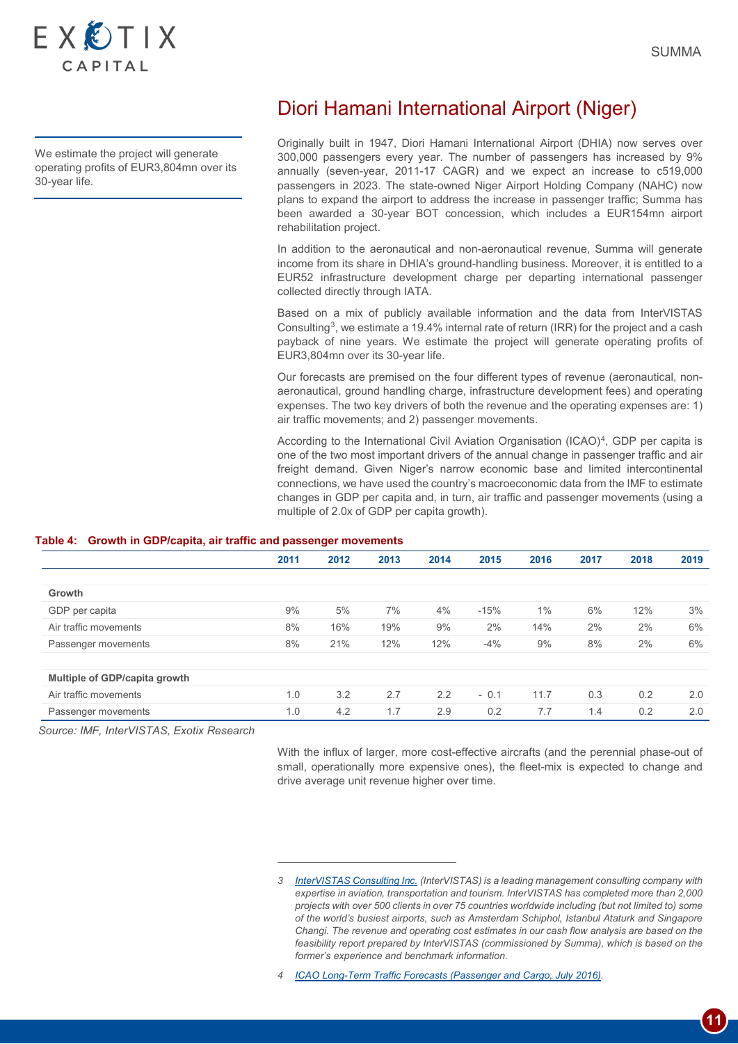## Diori Hamani International Airport (Niger)

We estimate the project will generate operating profits of EUR3,804mn over its 30-year life.

Originally built in 1947, Diori Hamani International Airport (DHIA) now serves over 300,000 passengers every year. The number of passengers has increased by 9% annually (seven-year, 2011-17 CAGR) and we expect an increase to c519,000 passengers in 2023. The state-owned Niger Airport Holding Company (NAHC) now plans to expand the airport to address the increase in passenger traffic; Summa has been awarded a 30-year BOT concession, which includes a EUR154mn airport rehabilitation project.

In addition to the aeronautical and non-aeronautical revenue, Summa will generate income from its share in DHIA's ground-handling business. Moreover, it is entitled to a EUR52 infrastructure development charge per departing international passenger collected directly through IATA.

Based on a mix of publicly available information and the data from InterVISTAS Consulting[3], we estimate a 19.4% internal rate of return (IRR) for the project and a cash payback of nine years. We estimate the project will generate operating profits of EUR3,804mn over its 30-year life.

Our forecasts are premised on the four different types of revenue (aeronautical, non-aeronautical, ground handling charge, infrastructure development fees) and operating expenses. The two key drivers of both the revenue and the operating expenses are: 1) air traffic movements; and 2) passenger movements.

According to the International Civil Aviation Organisation (ICAO)[4], GDP per capita is one of the two most important drivers of the annual change in passenger traffic and air freight demand. Given Niger's narrow economic base and limited intercontinental connections, we have used the country's macroeconomic data from the IMF to estimate changes in GDP per capita and, in turn, air traffic and passenger movements (using a multiple of 2.0x of GDP per capita growth).

**Table 4: Growth in GDP/capita, air traffic and passenger movements**

| | 2011 | 2012 | 2013 | 2014 | 2015 | 2016 | 2017 | 2018 | 2019 |
|---|---|---|---|---|---|---|---|---|---|
| **Growth** | | | | | | | | | |
| GDP per capita | 9% | 5% | 7% | 4% | -15% | 1% | 6% | 12% | 3% |
| Air traffic movements | 8% | 16% | 19% | 9% | 2% | 14% | 2% | 2% | 6% |
| Passenger movements | 8% | 21% | 12% | 12% | -4% | 9% | 8% | 2% | 6% |
| **Multiple of GDP/capita growth** | | | | | | | | | |
| Air traffic movements | 1.0 | 3.2 | 2.7 | 2.2 | - 0.1 | 11.7 | 0.3 | 0.2 | 2.0 |
| Passenger movements | 1.0 | 4.2 | 1.7 | 2.9 | 0.2 | 7.7 | 1.4 | 0.2 | 2.0 |

*Source: IMF, InterVISTAS, Exotix Research*

With the influx of larger, more cost-effective aircrafts (and the perennial phase-out of small, operationally more expensive ones), the fleet-mix is expected to change and drive average unit revenue higher over time.

---

3 *InterVISTAS Consulting Inc. (InterVISTAS) is a leading management consulting company with expertise in aviation, transportation and tourism. InterVISTAS has completed more than 2,000 projects with over 500 clients in over 75 countries worldwide including (but not limited to) some of the world's busiest airports, such as Amsterdam Schiphol, Istanbul Ataturk and Singapore Changi. The revenue and operating cost estimates in our cash flow analysis are based on the feasibility report prepared by InterVISTAS (commissioned by Summa), which is based on the former's experience and benchmark information.*

4 *ICAO Long-Term Traffic Forecasts (Passenger and Cargo, July 2016).*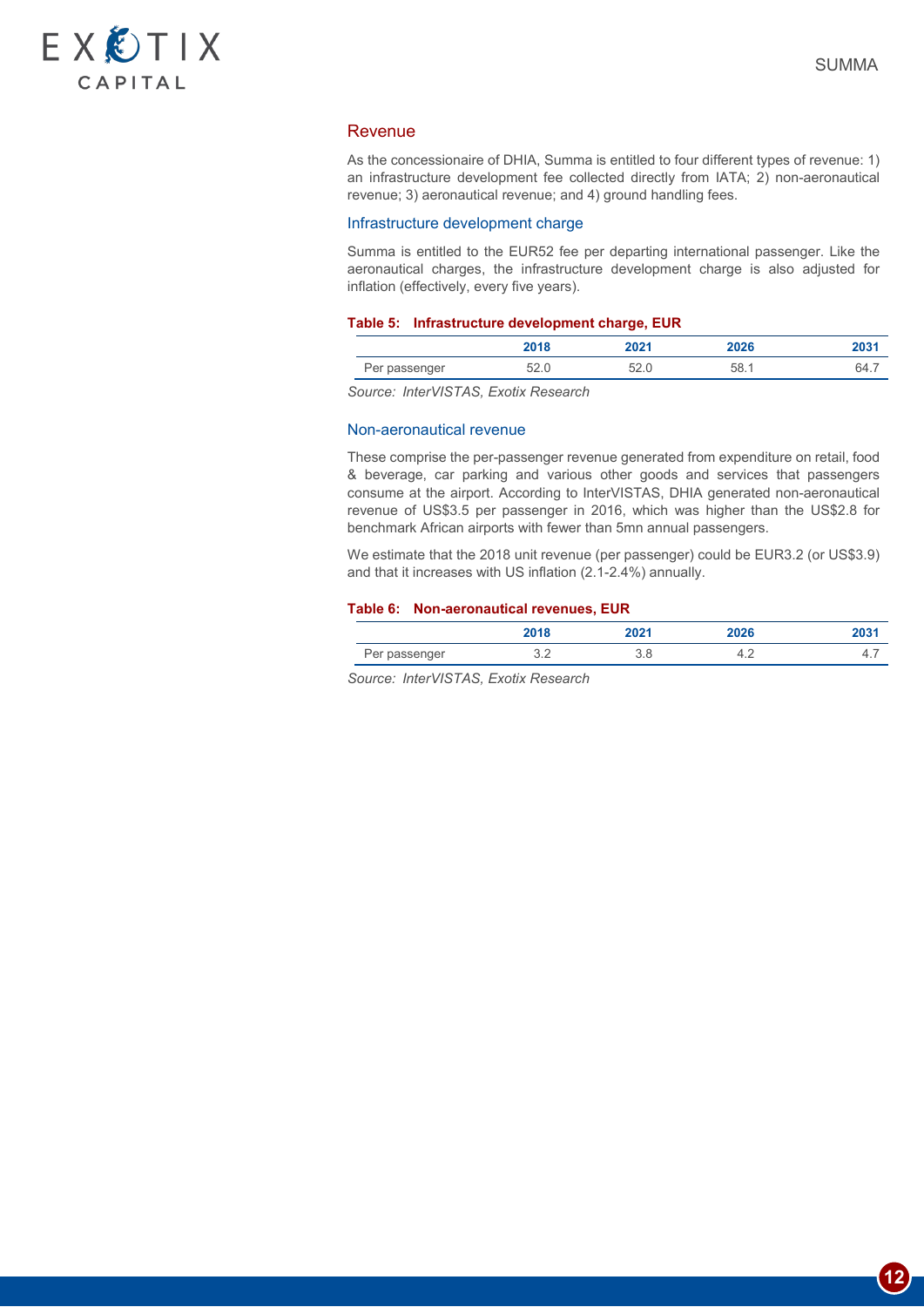## Revenue

As the concessionaire of DHIA, Summa is entitled to four different types of revenue: 1) an infrastructure development fee collected directly from IATA; 2) non-aeronautical revenue; 3) aeronautical revenue; and 4) ground handling fees.

### Infrastructure development charge

Summa is entitled to the EUR52 fee per departing international passenger. Like the aeronautical charges, the infrastructure development charge is also adjusted for inflation (effectively, every five years).

**Table 5: Infrastructure development charge, EUR**

| | 2018 | 2021 | 2026 | 2031 |
|---|---|---|---|---|
| Per passenger | 52.0 | 52.0 | 58.1 | 64.7 |

*Source: InterVISTAS, Exotix Research*

### Non-aeronautical revenue

These comprise the per-passenger revenue generated from expenditure on retail, food & beverage, car parking and various other goods and services that passengers consume at the airport. According to InterVISTAS, DHIA generated non-aeronautical revenue of US$3.5 per passenger in 2016, which was higher than the US$2.8 for benchmark African airports with fewer than 5mn annual passengers.

We estimate that the 2018 unit revenue (per passenger) could be EUR3.2 (or US$3.9) and that it increases with US inflation (2.1-2.4%) annually.

**Table 6: Non-aeronautical revenues, EUR**

| | 2018 | 2021 | 2026 | 2031 |
|---|---|---|---|---|
| Per passenger | 3.2 | 3.8 | 4.2 | 4.7 |

*Source: InterVISTAS, Exotix Research*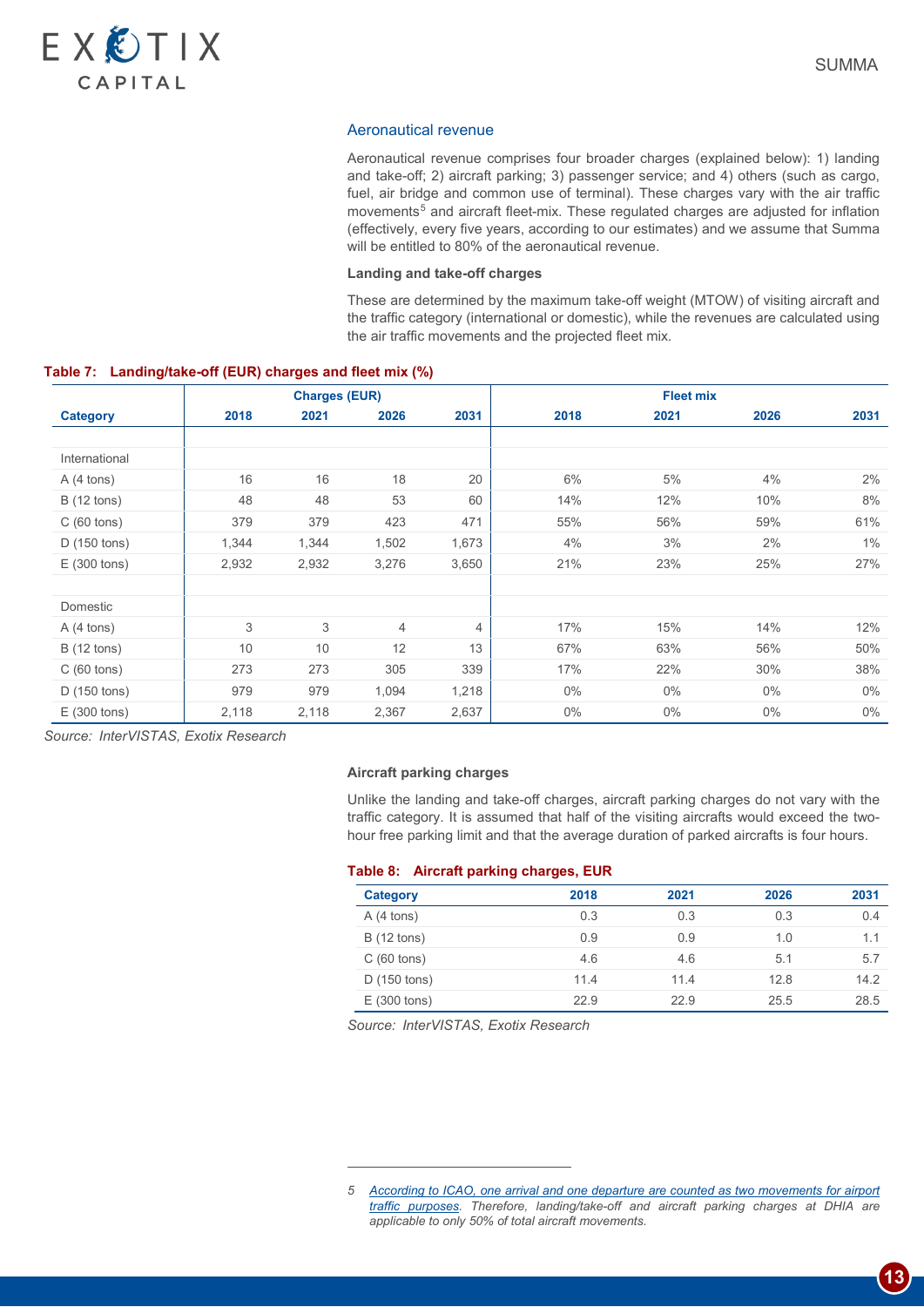### Aeronautical revenue

Aeronautical revenue comprises four broader charges (explained below): 1) landing and take-off; 2) aircraft parking; 3) passenger service; and 4) others (such as cargo, fuel, air bridge and common use of terminal). These charges vary with the air traffic movements[5] and aircraft fleet-mix. These regulated charges are adjusted for inflation (effectively, every five years, according to our estimates) and we assume that Summa will be entitled to 80% of the aeronautical revenue.

**Landing and take-off charges**

These are determined by the maximum take-off weight (MTOW) of visiting aircraft and the traffic category (international or domestic), while the revenues are calculated using the air traffic movements and the projected fleet mix.

**Table 7: Landing/take-off (EUR) charges and fleet mix (%)**

| | Charges (EUR) | | | | Fleet mix | | | |
|---|---|---|---|---|---|---|---|---|
| **Category** | **2018** | **2021** | **2026** | **2031** | **2018** | **2021** | **2026** | **2031** |
| International | | | | | | | | |
| A (4 tons) | 16 | 16 | 18 | 20 | 6% | 5% | 4% | 2% |
| B (12 tons) | 48 | 48 | 53 | 60 | 14% | 12% | 10% | 8% |
| C (60 tons) | 379 | 379 | 423 | 471 | 55% | 56% | 59% | 61% |
| D (150 tons) | 1,344 | 1,344 | 1,502 | 1,673 | 4% | 3% | 2% | 1% |
| E (300 tons) | 2,932 | 2,932 | 3,276 | 3,650 | 21% | 23% | 25% | 27% |
| Domestic | | | | | | | | |
| A (4 tons) | 3 | 3 | 4 | 4 | 17% | 15% | 14% | 12% |
| B (12 tons) | 10 | 10 | 12 | 13 | 67% | 63% | 56% | 50% |
| C (60 tons) | 273 | 273 | 305 | 339 | 17% | 22% | 30% | 38% |
| D (150 tons) | 979 | 979 | 1,094 | 1,218 | 0% | 0% | 0% | 0% |
| E (300 tons) | 2,118 | 2,118 | 2,367 | 2,637 | 0% | 0% | 0% | 0% |

*Source: InterVISTAS, Exotix Research*

**Aircraft parking charges**

Unlike the landing and take-off charges, aircraft parking charges do not vary with the traffic category. It is assumed that half of the visiting aircrafts would exceed the two-hour free parking limit and that the average duration of parked aircrafts is four hours.

**Table 8: Aircraft parking charges, EUR**

| Category | 2018 | 2021 | 2026 | 2031 |
|---|---|---|---|---|
| A (4 tons) | 0.3 | 0.3 | 0.3 | 0.4 |
| B (12 tons) | 0.9 | 0.9 | 1.0 | 1.1 |
| C (60 tons) | 4.6 | 4.6 | 5.1 | 5.7 |
| D (150 tons) | 11.4 | 11.4 | 12.8 | 14.2 |
| E (300 tons) | 22.9 | 22.9 | 25.5 | 28.5 |

*Source: InterVISTAS, Exotix Research*

---

5 According to ICAO, one arrival and one departure are counted as two movements for airport traffic purposes. *Therefore, landing/take-off and aircraft parking charges at DHIA are applicable to only 50% of total aircraft movements.*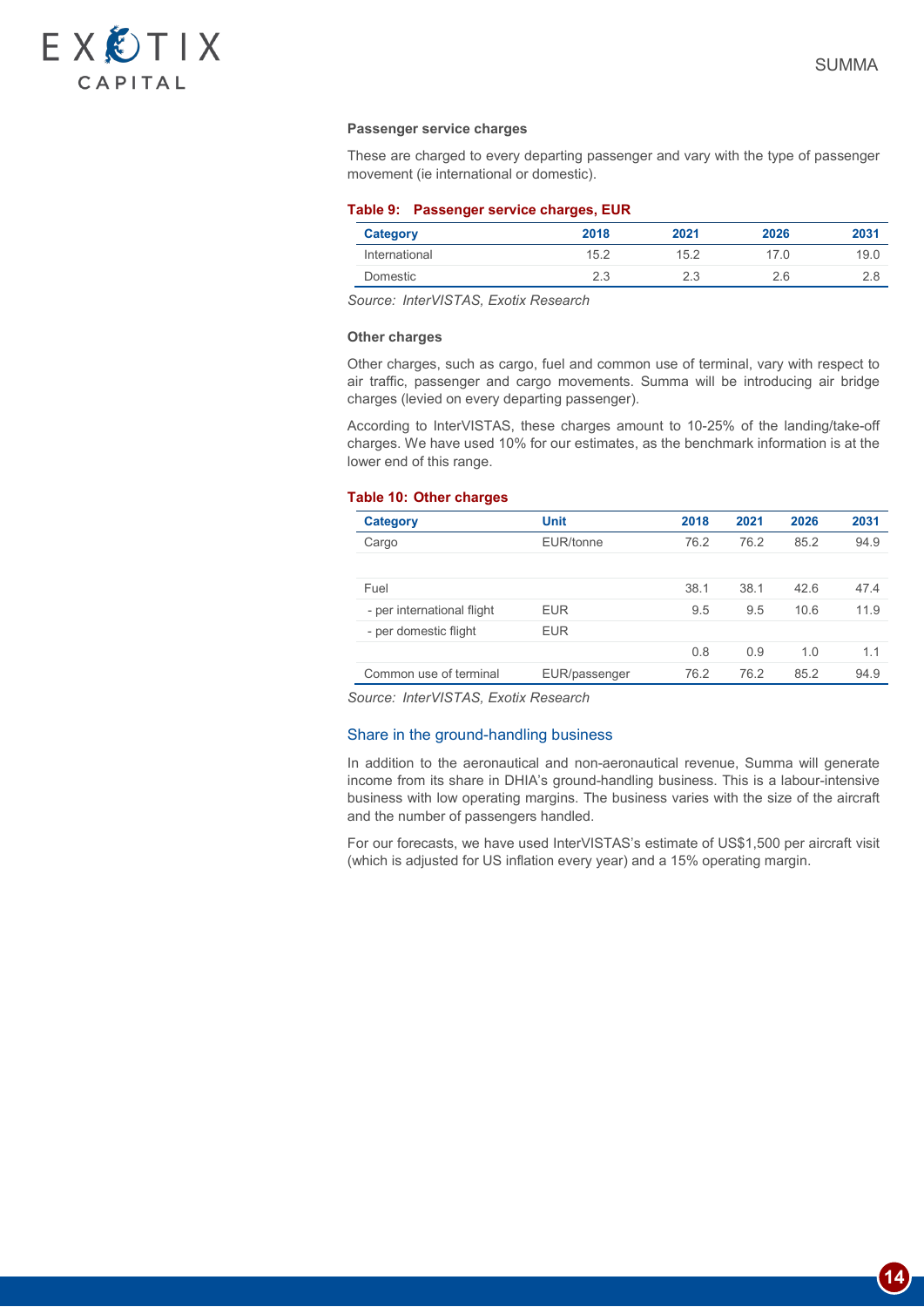**Passenger service charges**

These are charged to every departing passenger and vary with the type of passenger movement (ie international or domestic).

**Table 9: Passenger service charges, EUR**

| Category | 2018 | 2021 | 2026 | 2031 |
|---|---|---|---|---|
| International | 15.2 | 15.2 | 17.0 | 19.0 |
| Domestic | 2.3 | 2.3 | 2.6 | 2.8 |

*Source: InterVISTAS, Exotix Research*

**Other charges**

Other charges, such as cargo, fuel and common use of terminal, vary with respect to air traffic, passenger and cargo movements. Summa will be introducing air bridge charges (levied on every departing passenger).

According to InterVISTAS, these charges amount to 10-25% of the landing/take-off charges. We have used 10% for our estimates, as the benchmark information is at the lower end of this range.

**Table 10: Other charges**

| Category | Unit | 2018 | 2021 | 2026 | 2031 |
|---|---|---|---|---|---|
| Cargo | EUR/tonne | 76.2 | 76.2 | 85.2 | 94.9 |
| | | | | | |
| Fuel | | 38.1 | 38.1 | 42.6 | 47.4 |
| - per international flight | EUR | 9.5 | 9.5 | 10.6 | 11.9 |
| - per domestic flight | EUR | | | | |
| | | 0.8 | 0.9 | 1.0 | 1.1 |
| Common use of terminal | EUR/passenger | 76.2 | 76.2 | 85.2 | 94.9 |

*Source: InterVISTAS, Exotix Research*

## Share in the ground-handling business

In addition to the aeronautical and non-aeronautical revenue, Summa will generate income from its share in DHIA's ground-handling business. This is a labour-intensive business with low operating margins. The business varies with the size of the aircraft and the number of passengers handled.

For our forecasts, we have used InterVISTAS's estimate of US$1,500 per aircraft visit (which is adjusted for US inflation every year) and a 15% operating margin.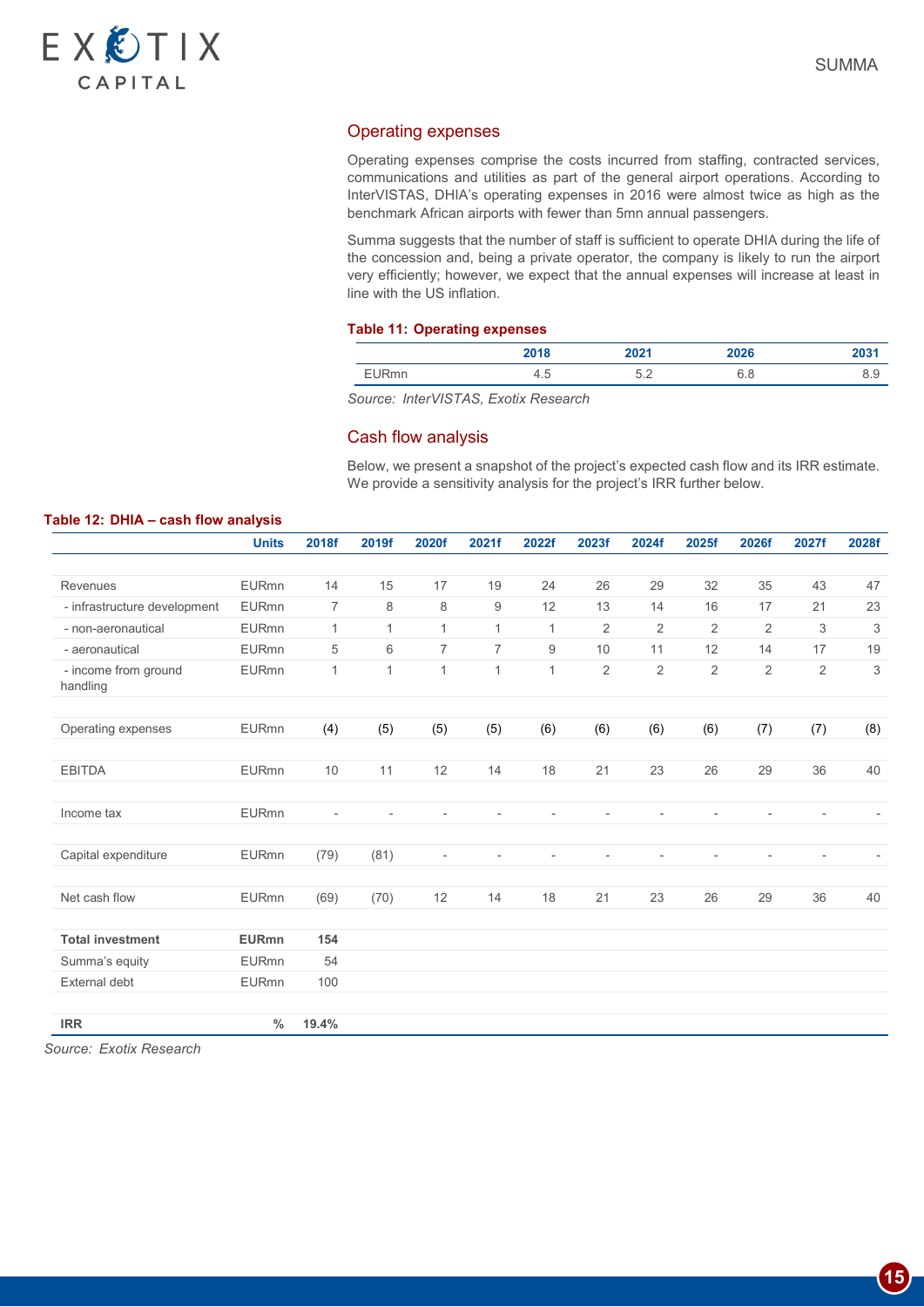## Operating expenses

Operating expenses comprise the costs incurred from staffing, contracted services, communications and utilities as part of the general airport operations. According to InterVISTAS, DHIA's operating expenses in 2016 were almost twice as high as the benchmark African airports with fewer than 5mn annual passengers.

Summa suggests that the number of staff is sufficient to operate DHIA during the life of the concession and, being a private operator, the company is likely to run the airport very efficiently; however, we expect that the annual expenses will increase at least in line with the US inflation.

**Table 11: Operating expenses**

| | 2018 | 2021 | 2026 | 2031 |
|---|---|---|---|---|
| EURmn | 4.5 | 5.2 | 6.8 | 8.9 |

*Source: InterVISTAS, Exotix Research*

## Cash flow analysis

Below, we present a snapshot of the project's expected cash flow and its IRR estimate. We provide a sensitivity analysis for the project's IRR further below.

**Table 12: DHIA – cash flow analysis**

| | Units | 2018f | 2019f | 2020f | 2021f | 2022f | 2023f | 2024f | 2025f | 2026f | 2027f | 2028f |
|---|---|---|---|---|---|---|---|---|---|---|---|---|
| Revenues | EURmn | 14 | 15 | 17 | 19 | 24 | 26 | 29 | 32 | 35 | 43 | 47 |
| - infrastructure development | EURmn | 7 | 8 | 8 | 9 | 12 | 13 | 14 | 16 | 17 | 21 | 23 |
| - non-aeronautical | EURmn | 1 | 1 | 1 | 1 | 1 | 2 | 2 | 2 | 2 | 3 | 3 |
| - aeronautical | EURmn | 5 | 6 | 7 | 7 | 9 | 10 | 11 | 12 | 14 | 17 | 19 |
| - income from ground handling | EURmn | 1 | 1 | 1 | 1 | 1 | 2 | 2 | 2 | 2 | 2 | 3 |
| Operating expenses | EURmn | (4) | (5) | (5) | (5) | (6) | (6) | (6) | (6) | (7) | (7) | (8) |
| EBITDA | EURmn | 10 | 11 | 12 | 14 | 18 | 21 | 23 | 26 | 29 | 36 | 40 |
| Income tax | EURmn | - | - | - | - | - | - | - | - | - | - | - |
| Capital expenditure | EURmn | (79) | (81) | - | - | - | - | - | - | - | - | - |
| Net cash flow | EURmn | (69) | (70) | 12 | 14 | 18 | 21 | 23 | 26 | 29 | 36 | 40 |
| **Total investment** | **EURmn** | **154** | | | | | | | | | | |
| Summa's equity | EURmn | 54 | | | | | | | | | | |
| External debt | EURmn | 100 | | | | | | | | | | |
| **IRR** | **%** | **19.4%** | | | | | | | | | | |

*Source: Exotix Research*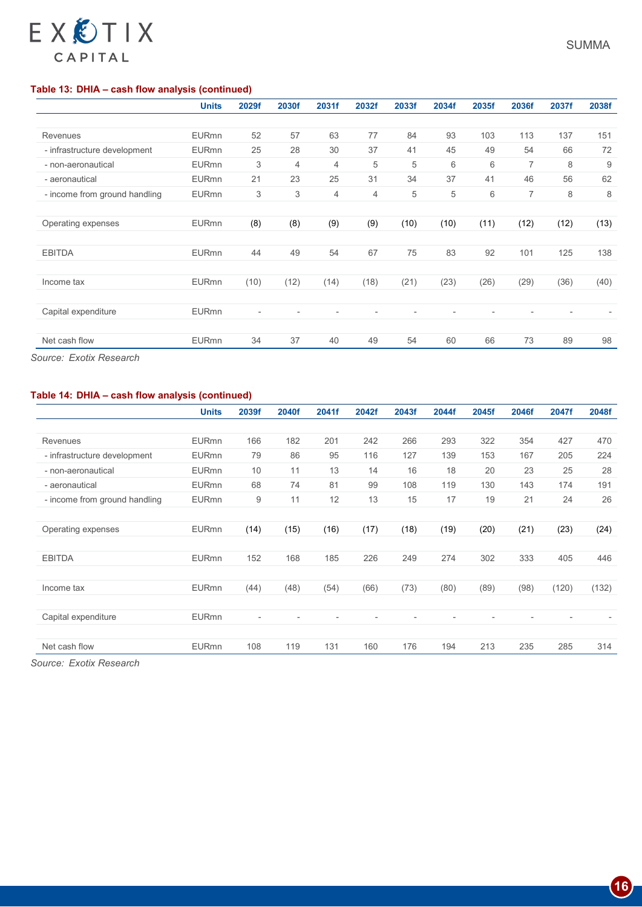**Table 13: DHIA – cash flow analysis (continued)**

| | Units | 2029f | 2030f | 2031f | 2032f | 2033f | 2034f | 2035f | 2036f | 2037f | 2038f |
|---|---|---|---|---|---|---|---|---|---|---|---|
| Revenues | EURmn | 52 | 57 | 63 | 77 | 84 | 93 | 103 | 113 | 137 | 151 |
| - infrastructure development | EURmn | 25 | 28 | 30 | 37 | 41 | 45 | 49 | 54 | 66 | 72 |
| - non-aeronautical | EURmn | 3 | 4 | 4 | 5 | 5 | 6 | 6 | 7 | 8 | 9 |
| - aeronautical | EURmn | 21 | 23 | 25 | 31 | 34 | 37 | 41 | 46 | 56 | 62 |
| - income from ground handling | EURmn | 3 | 3 | 4 | 4 | 5 | 5 | 6 | 7 | 8 | 8 |
| Operating expenses | EURmn | (8) | (8) | (9) | (9) | (10) | (10) | (11) | (12) | (12) | (13) |
| EBITDA | EURmn | 44 | 49 | 54 | 67 | 75 | 83 | 92 | 101 | 125 | 138 |
| Income tax | EURmn | (10) | (12) | (14) | (18) | (21) | (23) | (26) | (29) | (36) | (40) |
| Capital expenditure | EURmn | - | - | - | - | - | - | - | - | - | - |
| Net cash flow | EURmn | 34 | 37 | 40 | 49 | 54 | 60 | 66 | 73 | 89 | 98 |

*Source: Exotix Research*

**Table 14: DHIA – cash flow analysis (continued)**

| | Units | 2039f | 2040f | 2041f | 2042f | 2043f | 2044f | 2045f | 2046f | 2047f | 2048f |
|---|---|---|---|---|---|---|---|---|---|---|---|
| Revenues | EURmn | 166 | 182 | 201 | 242 | 266 | 293 | 322 | 354 | 427 | 470 |
| - infrastructure development | EURmn | 79 | 86 | 95 | 116 | 127 | 139 | 153 | 167 | 205 | 224 |
| - non-aeronautical | EURmn | 10 | 11 | 13 | 14 | 16 | 18 | 20 | 23 | 25 | 28 |
| - aeronautical | EURmn | 68 | 74 | 81 | 99 | 108 | 119 | 130 | 143 | 174 | 191 |
| - income from ground handling | EURmn | 9 | 11 | 12 | 13 | 15 | 17 | 19 | 21 | 24 | 26 |
| Operating expenses | EURmn | (14) | (15) | (16) | (17) | (18) | (19) | (20) | (21) | (23) | (24) |
| EBITDA | EURmn | 152 | 168 | 185 | 226 | 249 | 274 | 302 | 333 | 405 | 446 |
| Income tax | EURmn | (44) | (48) | (54) | (66) | (73) | (80) | (89) | (98) | (120) | (132) |
| Capital expenditure | EURmn | - | - | - | - | - | - | - | - | - | - |
| Net cash flow | EURmn | 108 | 119 | 131 | 160 | 176 | 194 | 213 | 235 | 285 | 314 |

*Source: Exotix Research*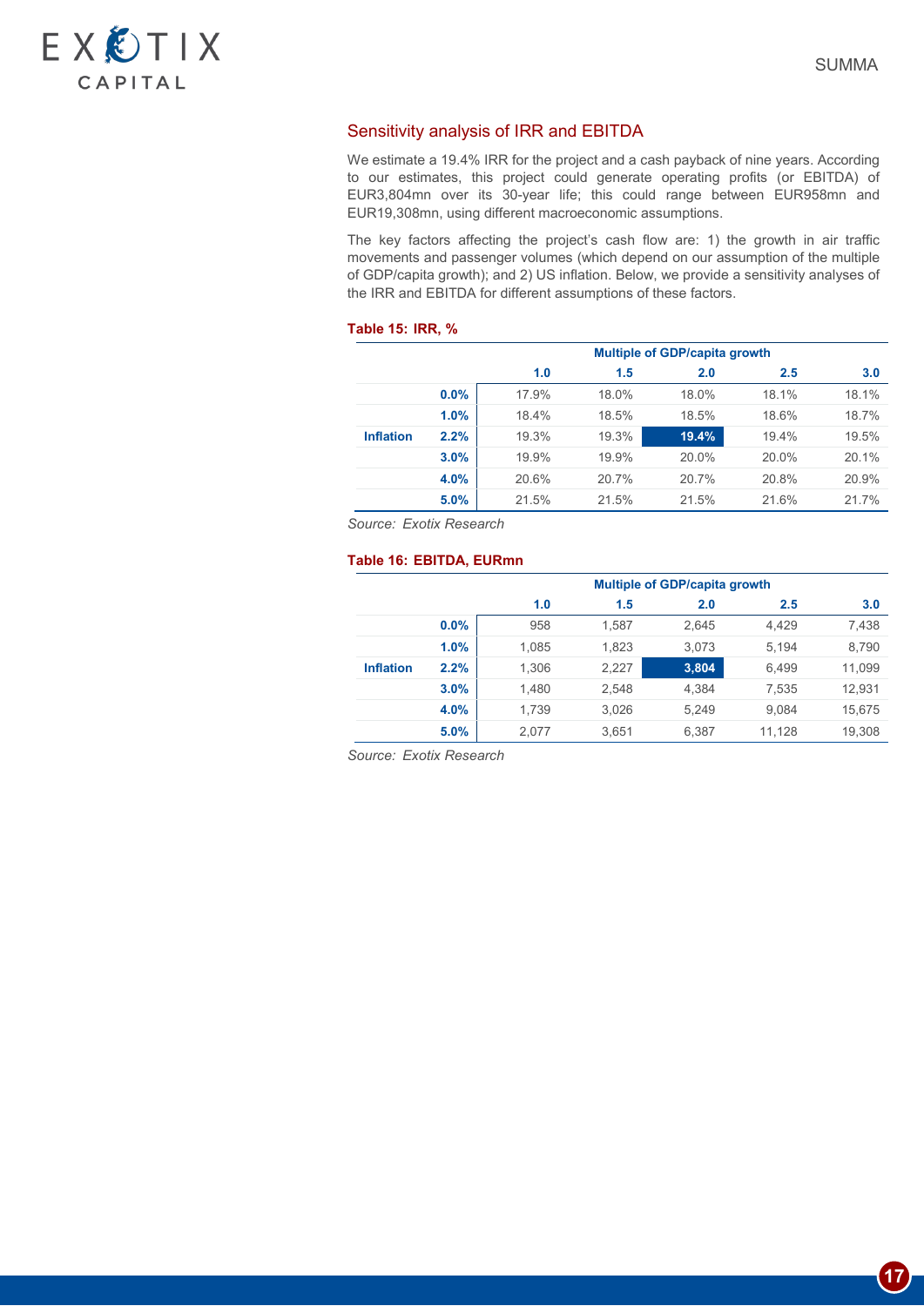## Sensitivity analysis of IRR and EBITDA

We estimate a 19.4% IRR for the project and a cash payback of nine years. According to our estimates, this project could generate operating profits (or EBITDA) of EUR3,804mn over its 30-year life; this could range between EUR958mn and EUR19,308mn, using different macroeconomic assumptions.

The key factors affecting the project's cash flow are: 1) the growth in air traffic movements and passenger volumes (which depend on our assumption of the multiple of GDP/capita growth); and 2) US inflation. Below, we provide a sensitivity analyses of the IRR and EBITDA for different assumptions of these factors.

**Table 15: IRR, %**

| | | Multiple of GDP/capita growth | | | | |
|---|---|---|---|---|---|---|
| | | **1.0** | **1.5** | **2.0** | **2.5** | **3.0** |
| | **0.0%** | 17.9% | 18.0% | 18.0% | 18.1% | 18.1% |
| | **1.0%** | 18.4% | 18.5% | 18.5% | 18.6% | 18.7% |
| **Inflation** | **2.2%** | 19.3% | 19.3% | **19.4%** | 19.4% | 19.5% |
| | **3.0%** | 19.9% | 19.9% | 20.0% | 20.0% | 20.1% |
| | **4.0%** | 20.6% | 20.7% | 20.7% | 20.8% | 20.9% |
| | **5.0%** | 21.5% | 21.5% | 21.5% | 21.6% | 21.7% |

*Source: Exotix Research*

**Table 16: EBITDA, EURmn**

| | | Multiple of GDP/capita growth | | | | |
|---|---|---|---|---|---|---|
| | | **1.0** | **1.5** | **2.0** | **2.5** | **3.0** |
| | **0.0%** | 958 | 1,587 | 2,645 | 4,429 | 7,438 |
| | **1.0%** | 1,085 | 1,823 | 3,073 | 5,194 | 8,790 |
| **Inflation** | **2.2%** | 1,306 | 2,227 | **3,804** | 6,499 | 11,099 |
| | **3.0%** | 1,480 | 2,548 | 4,384 | 7,535 | 12,931 |
| | **4.0%** | 1,739 | 3,026 | 5,249 | 9,084 | 15,675 |
| | **5.0%** | 2,077 | 3,651 | 6,387 | 11,128 | 19,308 |

*Source: Exotix Research*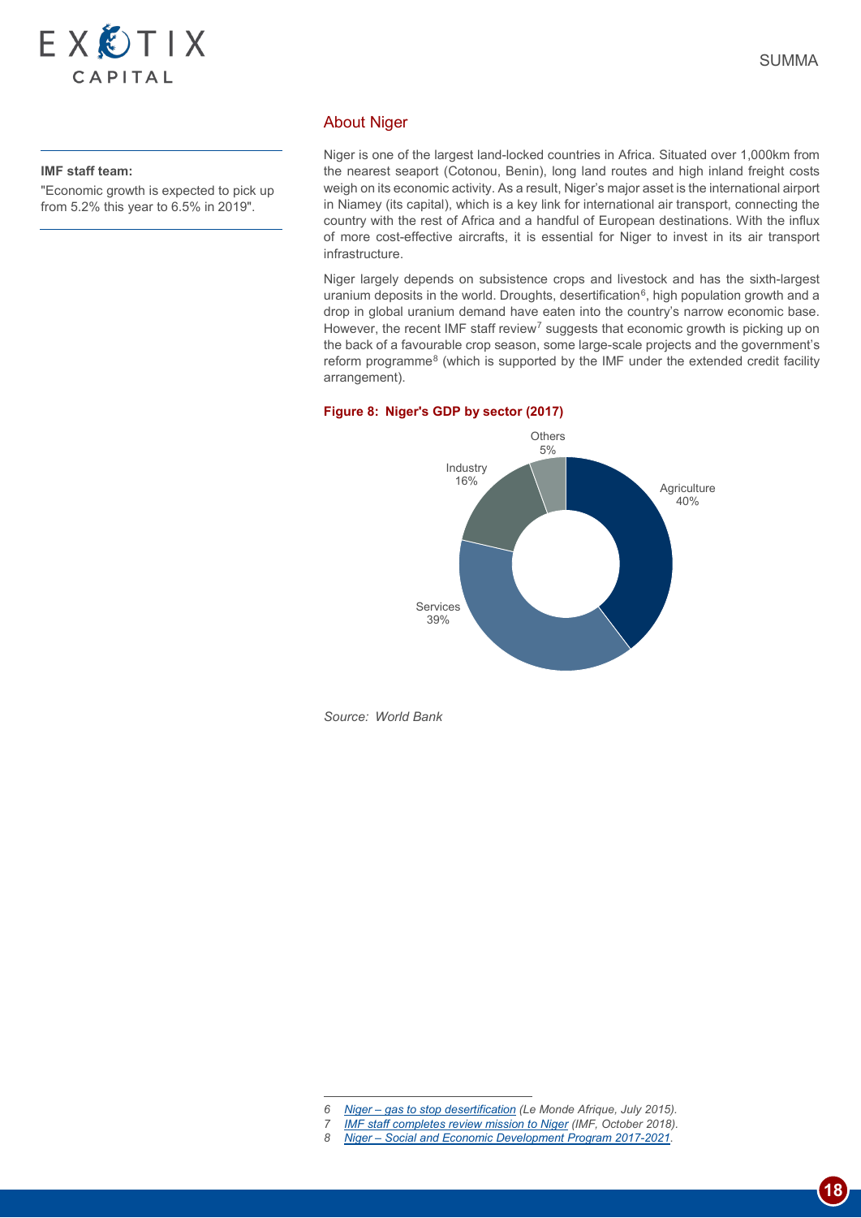## About Niger

**IMF staff team:**

"Economic growth is expected to pick up from 5.2% this year to 6.5% in 2019".

Niger is one of the largest land-locked countries in Africa. Situated over 1,000km from the nearest seaport (Cotonou, Benin), long land routes and high inland freight costs weigh on its economic activity. As a result, Niger's major asset is the international airport in Niamey (its capital), which is a key link for international air transport, connecting the country with the rest of Africa and a handful of European destinations. With the influx of more cost-effective aircrafts, it is essential for Niger to invest in its air transport infrastructure.

Niger largely depends on subsistence crops and livestock and has the sixth-largest uranium deposits in the world. Droughts, desertification[6], high population growth and a drop in global uranium demand have eaten into the country's narrow economic base. However, the recent IMF staff review[7] suggests that economic growth is picking up on the back of a favourable crop season, some large-scale projects and the government's reform programme[8] (which is supported by the IMF under the extended credit facility arrangement).

**Figure 8: Niger's GDP by sector (2017)**

| Sector | Share |
|---|---|
| Agriculture | 40% |
| Services | 39% |
| Industry | 16% |
| Others | 5% |

*Source: World Bank*

---

6 *Niger – gas to stop desertification (Le Monde Afrique, July 2015).*
7 *IMF staff completes review mission to Niger (IMF, October 2018).*
8 *Niger – Social and Economic Development Program 2017-2021.*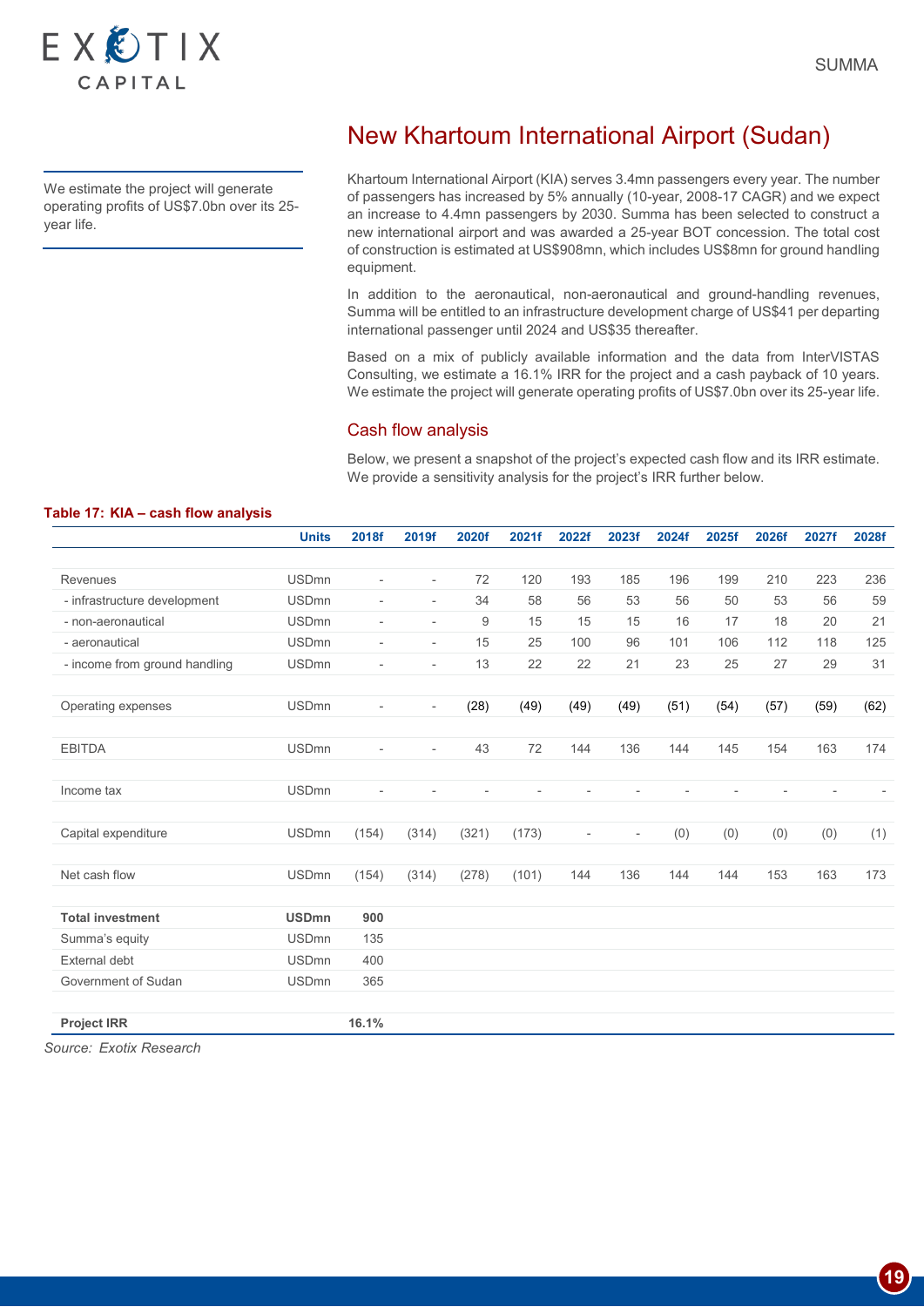# New Khartoum International Airport (Sudan)

We estimate the project will generate operating profits of US$7.0bn over its 25-year life.

Khartoum International Airport (KIA) serves 3.4mn passengers every year. The number of passengers has increased by 5% annually (10-year, 2008-17 CAGR) and we expect an increase to 4.4mn passengers by 2030. Summa has been selected to construct a new international airport and was awarded a 25-year BOT concession. The total cost of construction is estimated at US$908mn, which includes US$8mn for ground handling equipment.

In addition to the aeronautical, non-aeronautical and ground-handling revenues, Summa will be entitled to an infrastructure development charge of US$41 per departing international passenger until 2024 and US$35 thereafter.

Based on a mix of publicly available information and the data from InterVISTAS Consulting, we estimate a 16.1% IRR for the project and a cash payback of 10 years. We estimate the project will generate operating profits of US$7.0bn over its 25-year life.

## Cash flow analysis

Below, we present a snapshot of the project's expected cash flow and its IRR estimate. We provide a sensitivity analysis for the project's IRR further below.

**Table 17: KIA – cash flow analysis**

| | Units | 2018f | 2019f | 2020f | 2021f | 2022f | 2023f | 2024f | 2025f | 2026f | 2027f | 2028f |
|---|---|---|---|---|---|---|---|---|---|---|---|---|
| Revenues | USDmn | - | - | 72 | 120 | 193 | 185 | 196 | 199 | 210 | 223 | 236 |
| - infrastructure development | USDmn | - | - | 34 | 58 | 56 | 53 | 56 | 50 | 53 | 56 | 59 |
| - non-aeronautical | USDmn | - | - | 9 | 15 | 15 | 15 | 16 | 17 | 18 | 20 | 21 |
| - aeronautical | USDmn | - | - | 15 | 25 | 100 | 96 | 101 | 106 | 112 | 118 | 125 |
| - income from ground handling | USDmn | - | - | 13 | 22 | 22 | 21 | 23 | 25 | 27 | 29 | 31 |
| Operating expenses | USDmn | - | - | (28) | (49) | (49) | (49) | (51) | (54) | (57) | (59) | (62) |
| EBITDA | USDmn | - | - | 43 | 72 | 144 | 136 | 144 | 145 | 154 | 163 | 174 |
| Income tax | USDmn | - | - | - | - | - | - | - | - | - | - | - |
| Capital expenditure | USDmn | (154) | (314) | (321) | (173) | - | - | (0) | (0) | (0) | (0) | (1) |
| Net cash flow | USDmn | (154) | (314) | (278) | (101) | 144 | 136 | 144 | 144 | 153 | 163 | 173 |
| **Total investment** | **USDmn** | **900** | | | | | | | | | | |
| Summa's equity | USDmn | 135 | | | | | | | | | | |
| External debt | USDmn | 400 | | | | | | | | | | |
| Government of Sudan | USDmn | 365 | | | | | | | | | | |
| **Project IRR** | | **16.1%** | | | | | | | | | | |

*Source: Exotix Research*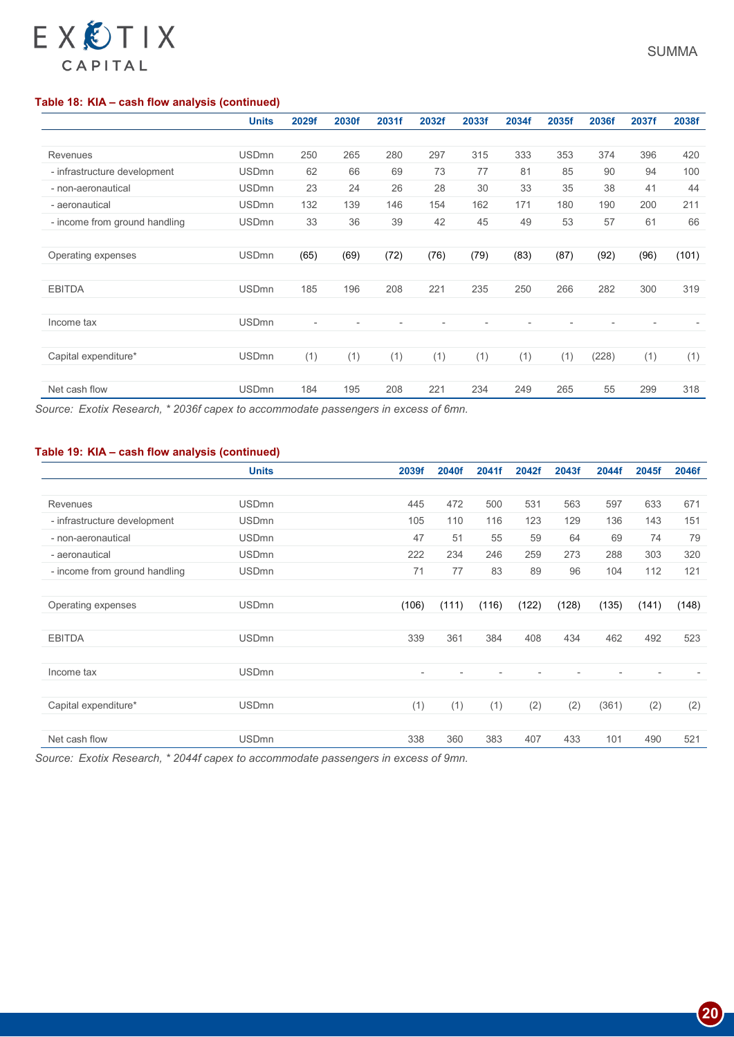**Table 18: KIA – cash flow analysis (continued)**

| | Units | 2029f | 2030f | 2031f | 2032f | 2033f | 2034f | 2035f | 2036f | 2037f | 2038f |
|---|---|---|---|---|---|---|---|---|---|---|---|
| Revenues | USDmn | 250 | 265 | 280 | 297 | 315 | 333 | 353 | 374 | 396 | 420 |
| - infrastructure development | USDmn | 62 | 66 | 69 | 73 | 77 | 81 | 85 | 90 | 94 | 100 |
| - non-aeronautical | USDmn | 23 | 24 | 26 | 28 | 30 | 33 | 35 | 38 | 41 | 44 |
| - aeronautical | USDmn | 132 | 139 | 146 | 154 | 162 | 171 | 180 | 190 | 200 | 211 |
| - income from ground handling | USDmn | 33 | 36 | 39 | 42 | 45 | 49 | 53 | 57 | 61 | 66 |
| Operating expenses | USDmn | (65) | (69) | (72) | (76) | (79) | (83) | (87) | (92) | (96) | (101) |
| EBITDA | USDmn | 185 | 196 | 208 | 221 | 235 | 250 | 266 | 282 | 300 | 319 |
| Income tax | USDmn | - | - | - | - | - | - | - | - | - | - |
| Capital expenditure* | USDmn | (1) | (1) | (1) | (1) | (1) | (1) | (1) | (228) | (1) | (1) |
| Net cash flow | USDmn | 184 | 195 | 208 | 221 | 234 | 249 | 265 | 55 | 299 | 318 |

*Source: Exotix Research, * 2036f capex to accommodate passengers in excess of 6mn.*

**Table 19: KIA – cash flow analysis (continued)**

| | Units | 2039f | 2040f | 2041f | 2042f | 2043f | 2044f | 2045f | 2046f |
|---|---|---|---|---|---|---|---|---|---|
| Revenues | USDmn | 445 | 472 | 500 | 531 | 563 | 597 | 633 | 671 |
| - infrastructure development | USDmn | 105 | 110 | 116 | 123 | 129 | 136 | 143 | 151 |
| - non-aeronautical | USDmn | 47 | 51 | 55 | 59 | 64 | 69 | 74 | 79 |
| - aeronautical | USDmn | 222 | 234 | 246 | 259 | 273 | 288 | 303 | 320 |
| - income from ground handling | USDmn | 71 | 77 | 83 | 89 | 96 | 104 | 112 | 121 |
| Operating expenses | USDmn | (106) | (111) | (116) | (122) | (128) | (135) | (141) | (148) |
| EBITDA | USDmn | 339 | 361 | 384 | 408 | 434 | 462 | 492 | 523 |
| Income tax | USDmn | - | - | - | - | - | - | - | - |
| Capital expenditure* | USDmn | (1) | (1) | (1) | (2) | (2) | (361) | (2) | (2) |
| Net cash flow | USDmn | 338 | 360 | 383 | 407 | 433 | 101 | 490 | 521 |

*Source: Exotix Research, * 2044f capex to accommodate passengers in excess of 9mn.*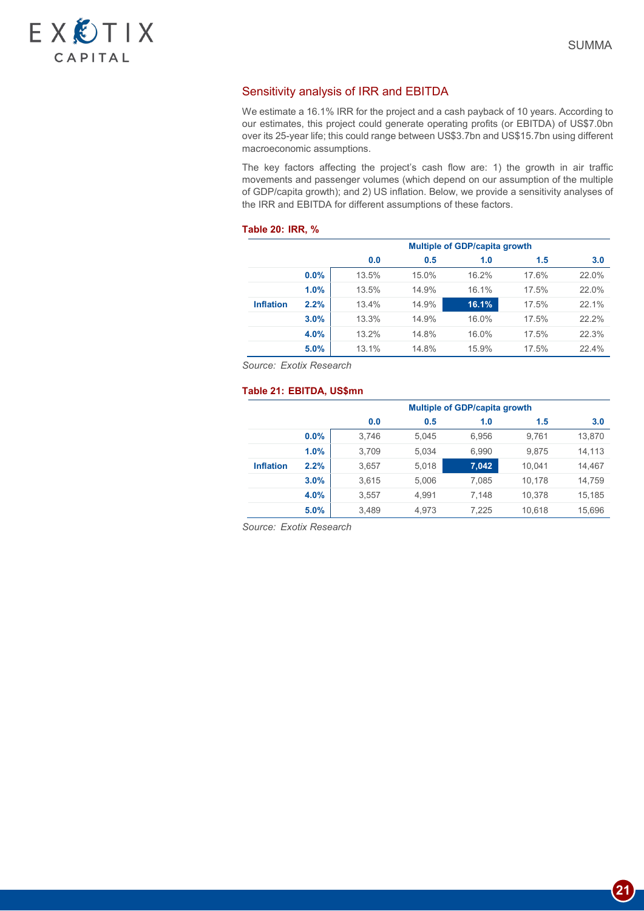## Sensitivity analysis of IRR and EBITDA

We estimate a 16.1% IRR for the project and a cash payback of 10 years. According to our estimates, this project could generate operating profits (or EBITDA) of US$7.0bn over its 25-year life; this could range between US$3.7bn and US$15.7bn using different macroeconomic assumptions.

The key factors affecting the project's cash flow are: 1) the growth in air traffic movements and passenger volumes (which depend on our assumption of the multiple of GDP/capita growth); and 2) US inflation. Below, we provide a sensitivity analyses of the IRR and EBITDA for different assumptions of these factors.

**Table 20: IRR, %**

| | | Multiple of GDP/capita growth | | | | |
|---|---|---|---|---|---|---|
| | | **0.0** | **0.5** | **1.0** | **1.5** | **3.0** |
| | **0.0%** | 13.5% | 15.0% | 16.2% | 17.6% | 22.0% |
| | **1.0%** | 13.5% | 14.9% | 16.1% | 17.5% | 22.0% |
| **Inflation** | **2.2%** | 13.4% | 14.9% | **16.1%** | 17.5% | 22.1% |
| | **3.0%** | 13.3% | 14.9% | 16.0% | 17.5% | 22.2% |
| | **4.0%** | 13.2% | 14.8% | 16.0% | 17.5% | 22.3% |
| | **5.0%** | 13.1% | 14.8% | 15.9% | 17.5% | 22.4% |

*Source: Exotix Research*

**Table 21: EBITDA, US$mn**

| | | Multiple of GDP/capita growth | | | | |
|---|---|---|---|---|---|---|
| | | **0.0** | **0.5** | **1.0** | **1.5** | **3.0** |
| | **0.0%** | 3,746 | 5,045 | 6,956 | 9,761 | 13,870 |
| | **1.0%** | 3,709 | 5,034 | 6,990 | 9,875 | 14,113 |
| **Inflation** | **2.2%** | 3,657 | 5,018 | **7,042** | 10,041 | 14,467 |
| | **3.0%** | 3,615 | 5,006 | 7,085 | 10,178 | 14,759 |
| | **4.0%** | 3,557 | 4,991 | 7,148 | 10,378 | 15,185 |
| | **5.0%** | 3,489 | 4,973 | 7,225 | 10,618 | 15,696 |

*Source: Exotix Research*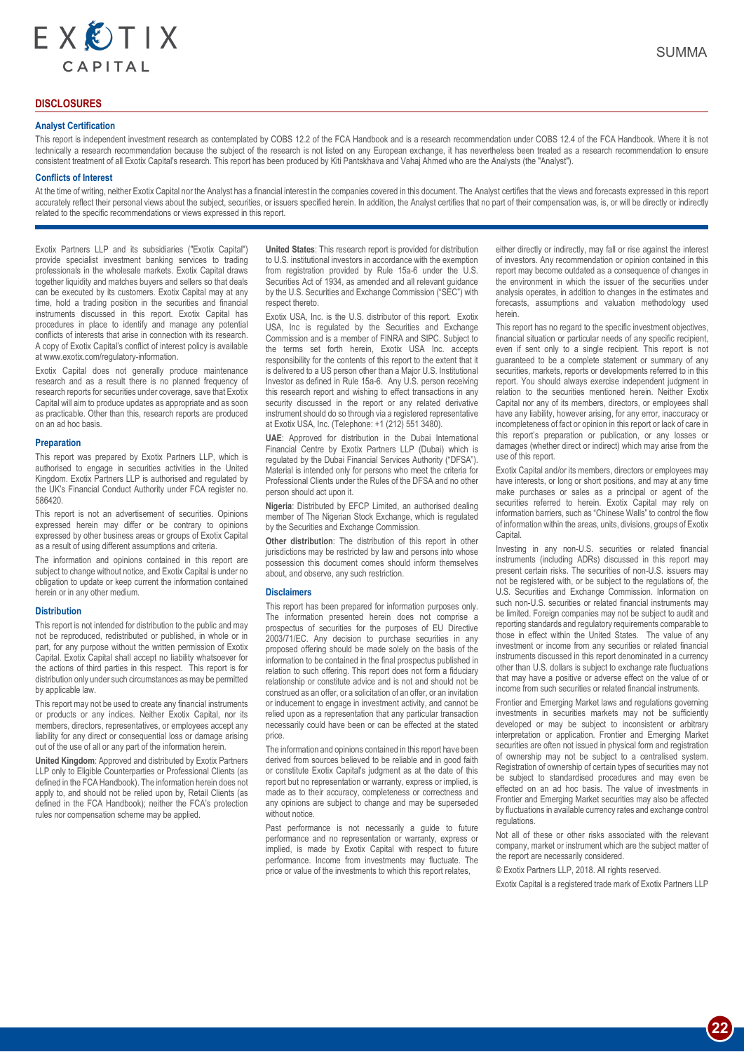## DISCLOSURES

### Analyst Certification

This report is independent investment research as contemplated by COBS 12.2 of the FCA Handbook and is a research recommendation under COBS 12.4 of the FCA Handbook. Where it is not technically a research recommendation because the subject of the research is not listed on any European exchange, it has nevertheless been treated as a research recommendation to ensure consistent treatment of all Exotix Capital's research. This report has been produced by Kiti Pantskhava and Vahaj Ahmed who are the Analysts (the "Analyst").

### Conflicts of Interest

At the time of writing, neither Exotix Capital nor the Analyst has a financial interest in the companies covered in this document. The Analyst certifies that the views and forecasts expressed in this report accurately reflect their personal views about the subject, securities, or issuers specified herein. In addition, the Analyst certifies that no part of their compensation was, is, or will be directly or indirectly related to the specific recommendations or views expressed in this report.

Exotix Partners LLP and its subsidiaries ("Exotix Capital") provide specialist investment banking services to trading professionals in the wholesale markets. Exotix Capital draws together liquidity and matches buyers and sellers so that deals can be executed by its customers. Exotix Capital may at any time, hold a trading position in the securities and financial instruments discussed in this report. Exotix Capital has procedures in place to identify and manage any potential conflicts of interests that arise in connection with its research. A copy of Exotix Capital's conflict of interest policy is available at www.exotix.com/regulatory-information.

Exotix Capital does not generally produce maintenance research and as a result there is no planned frequency of research reports for securities under coverage, save that Exotix Capital will aim to produce updates as appropriate and as soon as practicable. Other than this, research reports are produced on an ad hoc basis.

### Preparation

This report was prepared by Exotix Partners LLP, which is authorised to engage in securities activities in the United Kingdom. Exotix Partners LLP is authorised and regulated by the UK's Financial Conduct Authority under FCA register no. 586420.

This report is not an advertisement of securities. Opinions expressed herein may differ or be contrary to opinions expressed by other business areas or groups of Exotix Capital as a result of using different assumptions and criteria.

The information and opinions contained in this report are subject to change without notice, and Exotix Capital is under no obligation to update or keep current the information contained herein or in any other medium.

### Distribution

This report is not intended for distribution to the public and may not be reproduced, redistributed or published, in whole or in part, for any purpose without the written permission of Exotix Capital. Exotix Capital shall accept no liability whatsoever for the actions of third parties in this respect. This report is for distribution only under such circumstances as may be permitted by applicable law.

This report may not be used to create any financial instruments or products or any indices. Neither Exotix Capital, nor its members, directors, representatives, or employees accept any liability for any direct or consequential loss or damage arising out of the use of all or any part of the information herein.

**United Kingdom**: Approved and distributed by Exotix Partners LLP only to Eligible Counterparties or Professional Clients (as defined in the FCA Handbook). The information herein does not apply to, and should not be relied upon by, Retail Clients (as defined in the FCA Handbook); neither the FCA's protection rules nor compensation scheme may be applied.

**United States**: This research report is provided for distribution to U.S. institutional investors in accordance with the exemption from registration provided by Rule 15a-6 under the U.S. Securities Act of 1934, as amended and all relevant guidance by the U.S. Securities and Exchange Commission ("SEC") with respect thereto.

Exotix USA, Inc. is the U.S. distributor of this report. Exotix USA, Inc is regulated by the Securities and Exchange Commission and is a member of FINRA and SIPC. Subject to the terms set forth herein, Exotix USA Inc. accepts responsibility for the contents of this report to the extent that it is delivered to a US person other than a Major U.S. Institutional Investor as defined in Rule 15a-6. Any U.S. person receiving this research report and wishing to effect transactions in any security discussed in the report or any related derivative instrument should do so through via a registered representative at Exotix USA, Inc. (Telephone: +1 (212) 551 3480).

**UAE**: Approved for distribution in the Dubai International Financial Centre by Exotix Partners LLP (Dubai) which is regulated by the Dubai Financial Services Authority ("DFSA"). Material is intended only for persons who meet the criteria for Professional Clients under the Rules of the DFSA and no other person should act upon it.

**Nigeria**: Distributed by EFCP Limited, an authorised dealing member of The Nigerian Stock Exchange, which is regulated by the Securities and Exchange Commission.

**Other distribution**: The distribution of this report in other jurisdictions may be restricted by law and persons into whose possession this document comes should inform themselves about, and observe, any such restriction.

### Disclaimers

This report has been prepared for information purposes only. The information presented herein does not comprise a prospectus of securities for the purposes of EU Directive 2003/71/EC. Any decision to purchase securities in any proposed offering should be made solely on the basis of the information to be contained in the final prospectus published in relation to such offering. This report does not form a fiduciary relationship or constitute advice and is not and should not be construed as an offer, or a solicitation of an offer, or an invitation or inducement to engage in investment activity, and cannot be relied upon as a representation that any particular transaction necessarily could have been or can be effected at the stated price.

The information and opinions contained in this report have been derived from sources believed to be reliable and in good faith or constitute Exotix Capital's judgment as at the date of this report but no representation or warranty, express or implied, is made as to their accuracy, completeness or correctness and any opinions are subject to change and may be superseded without notice.

Past performance is not necessarily a guide to future performance and no representation or warranty, express or implied, is made by Exotix Capital with respect to future performance. Income from investments may fluctuate. The price or value of the investments to which this report relates, either directly or indirectly, may fall or rise against the interest of investors. Any recommendation or opinion contained in this report may become outdated as a consequence of changes in the environment in which the issuer of the securities under analysis operates, in addition to changes in the estimates and forecasts, assumptions and valuation methodology used herein.

This report has no regard to the specific investment objectives, financial situation or particular needs of any specific recipient, even if sent only to a single recipient. This report is not guaranteed to be a complete statement or summary of any securities, markets, reports or developments referred to in this report. You should always exercise independent judgment in relation to the securities mentioned herein. Neither Exotix Capital nor any of its members, directors, or employees shall have any liability, however arising, for any error, inaccuracy or incompleteness of fact or opinion in this report or lack of care in this report's preparation or publication, or any losses or damages (whether direct or indirect) which may arise from the use of this report.

Exotix Capital and/or its members, directors or employees may have interests, or long or short positions, and may at any time make purchases or sales as a principal or agent of the securities referred to herein. Exotix Capital may rely on information barriers, such as "Chinese Walls" to control the flow of information within the areas, units, divisions, groups of Exotix Capital.

Investing in any non-U.S. securities or related financial instruments (including ADRs) discussed in this report may present certain risks. The securities of non-U.S. issuers may not be registered with, or be subject to the regulations of, the U.S. Securities and Exchange Commission. Information on such non-U.S. securities or related financial instruments may be limited. Foreign companies may not be subject to audit and reporting standards and regulatory requirements comparable to those in effect within the United States. The value of any investment or income from any securities or related financial instruments discussed in this report denominated in a currency other than U.S. dollars is subject to exchange rate fluctuations that may have a positive or adverse effect on the value of or income from such securities or related financial instruments.

Frontier and Emerging Market laws and regulations governing investments in securities markets may not be sufficiently developed or may be subject to inconsistent or arbitrary interpretation or application. Frontier and Emerging Market securities are often not issued in physical form and registration of ownership may not be subject to a centralised system. Registration of ownership of certain types of securities may not be subject to standardised procedures and may even be effected on an ad hoc basis. The value of investments in Frontier and Emerging Market securities may also be affected by fluctuations in available currency rates and exchange control regulations.

Not all of these or other risks associated with the relevant company, market or instrument which are the subject matter of the report are necessarily considered.

© Exotix Partners LLP, 2018. All rights reserved.

Exotix Capital is a registered trade mark of Exotix Partners LLP